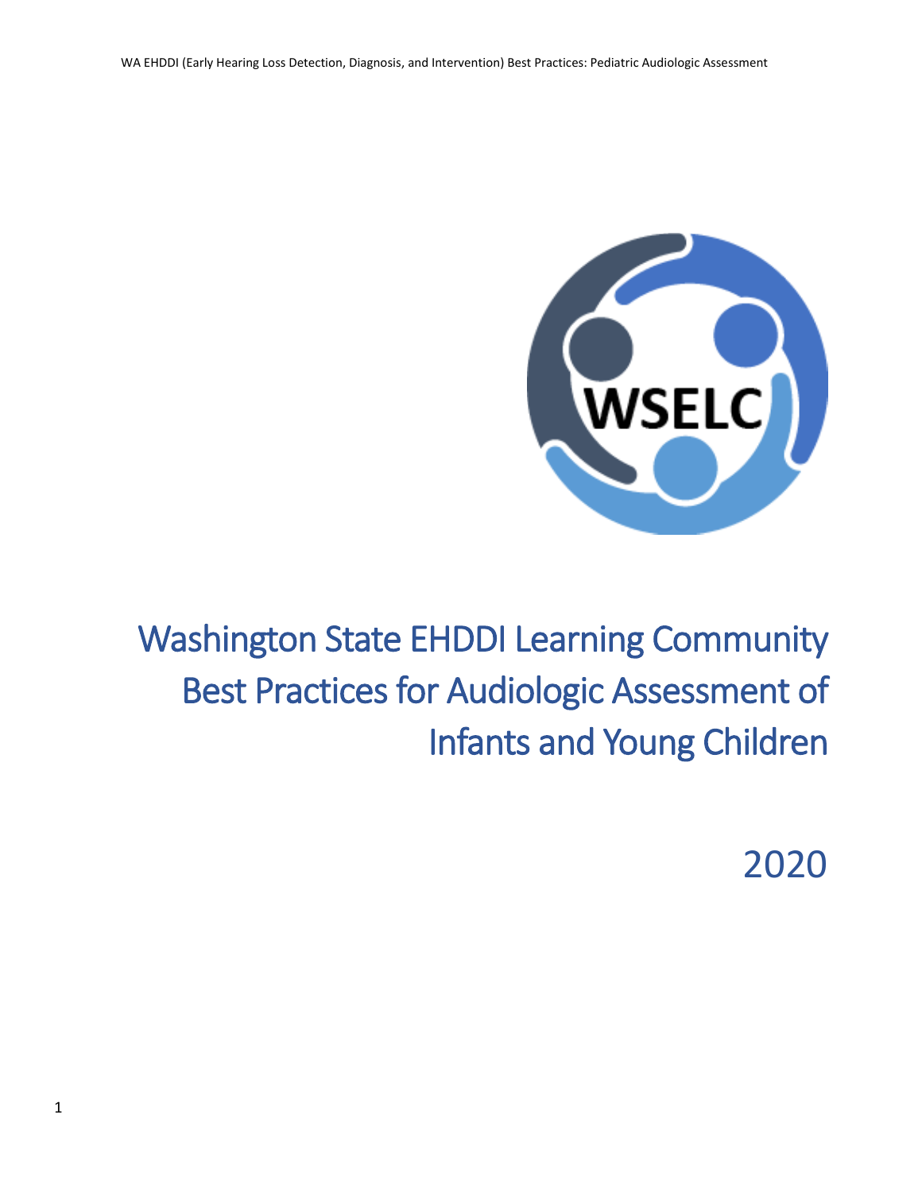# Washington State EHDDI Learning Community Best Practices for Audiologic Assessment of Infants and Young Children

2020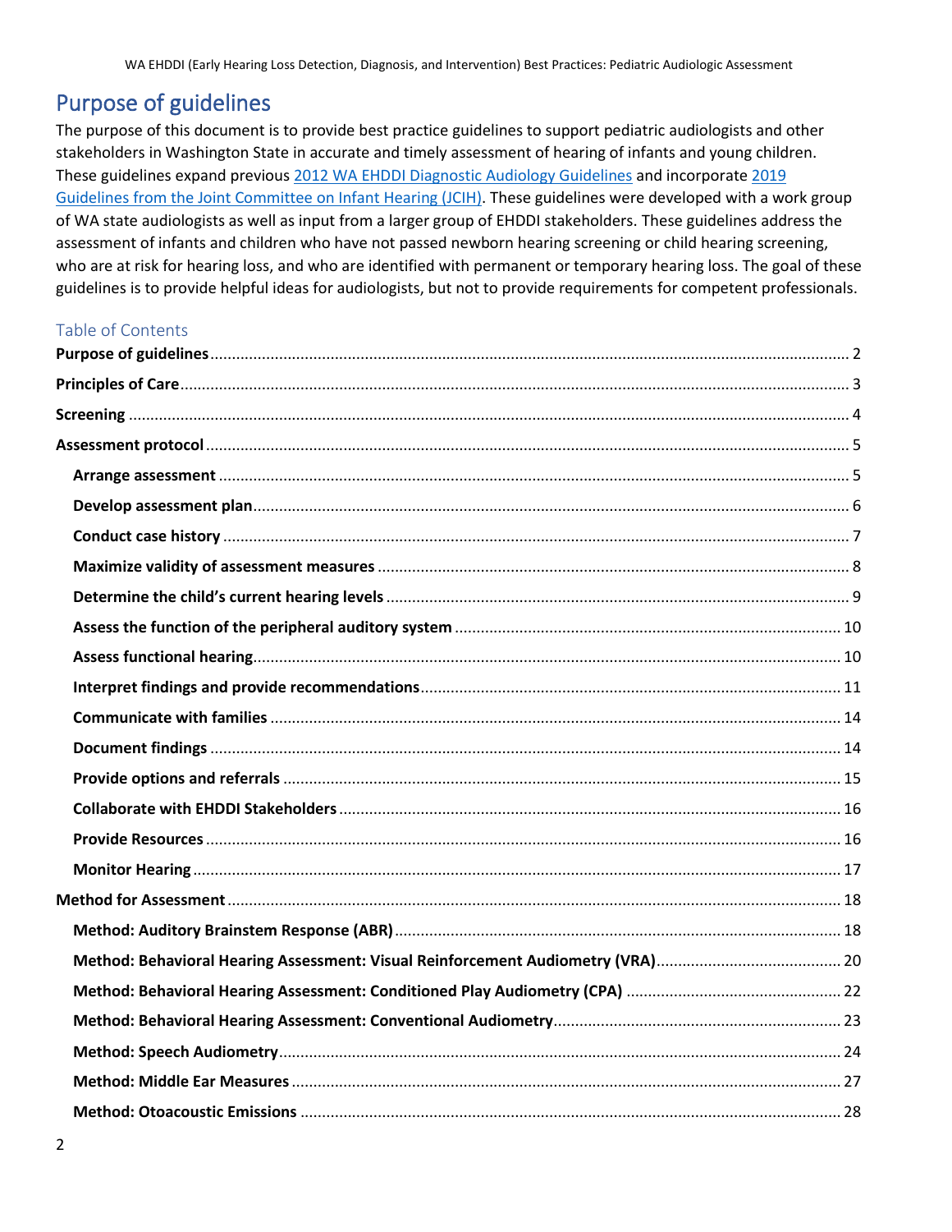# Purpose of guidelines

The purpose of this document is to provide best practice guidelines to support pediatric audiologists and other stakeholders in Washington State in accurate and timely assessment of hearing of infants and young children. These guidelines expand previous 2012 WA EHDDI Diagnostic Audiology Guidelines and incorporate 2019 Guidelines from the Joint Committee on Infant Hearing (JCIH). These guidelines were developed with a work group of WA state audiologists as well as input from a larger group of EHDDI stakeholders. These guidelines address the assessment of infants and children who have not passed newborn hearing screening or child hearing screening, who are at risk for hearing loss, and who are identified with permanent or temporary hearing loss. The goal of these guidelines is to provide helpful ideas for audiologists, but not to provide requirements for competent professionals.

## Table of Contents

**Purpose of guidelines** .......... 2

**Principles of Care** .......... 3

**Screening** .......... 4

**Assessment protocol** .......... 5

- **Arrange assessment** .......... 5
- **Develop assessment plan** .......... 6
- **Conduct case history** .......... 7
- **Maximize validity of assessment measures** .......... 8
- **Determine the child's current hearing levels** .......... 9
- **Assess the function of the peripheral auditory system** .......... 10
- **Assess functional hearing** .......... 10
- **Interpret findings and provide recommendations** .......... 11
- **Communicate with families** .......... 14
- **Document findings** .......... 14
- **Provide options and referrals** .......... 15
- **Collaborate with EHDDI Stakeholders** .......... 16
- **Provide Resources** .......... 16
- **Monitor Hearing** .......... 17

**Method for Assessment** .......... 18

- **Method: Auditory Brainstem Response (ABR)** .......... 18
- **Method: Behavioral Hearing Assessment: Visual Reinforcement Audiometry (VRA)** .......... 20
- **Method: Behavioral Hearing Assessment: Conditioned Play Audiometry (CPA)** .......... 22
- **Method: Behavioral Hearing Assessment: Conventional Audiometry** .......... 23
- **Method: Speech Audiometry** .......... 24
- **Method: Middle Ear Measures** .......... 27
- **Method: Otoacoustic Emissions** .......... 28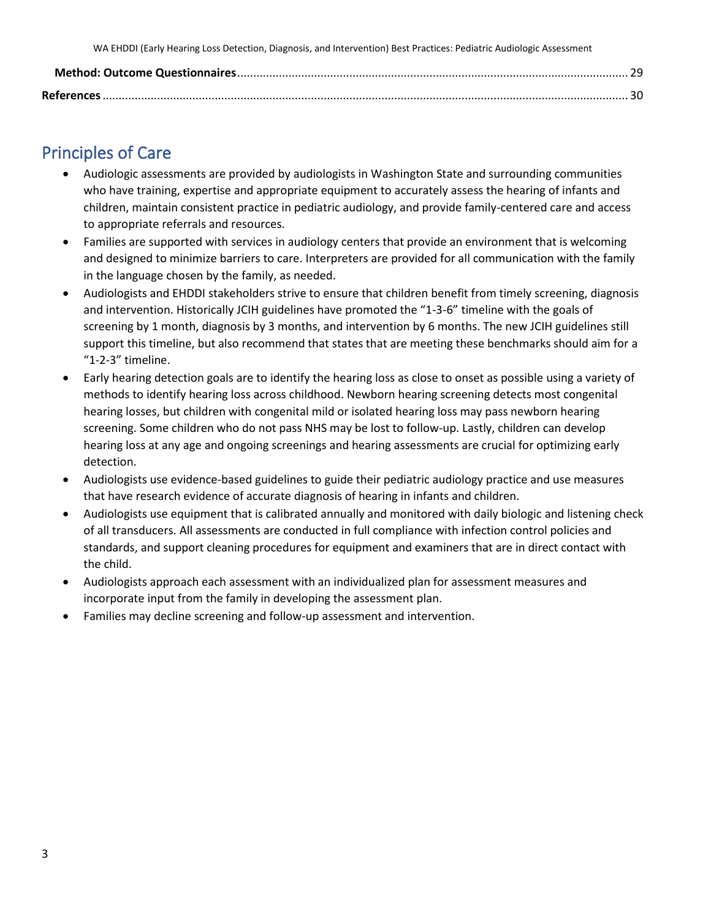**Method: Outcome Questionnaires** .......... 29

**References** .......... 30

## Principles of Care

- Audiologic assessments are provided by audiologists in Washington State and surrounding communities who have training, expertise and appropriate equipment to accurately assess the hearing of infants and children, maintain consistent practice in pediatric audiology, and provide family-centered care and access to appropriate referrals and resources.
- Families are supported with services in audiology centers that provide an environment that is welcoming and designed to minimize barriers to care. Interpreters are provided for all communication with the family in the language chosen by the family, as needed.
- Audiologists and EHDDI stakeholders strive to ensure that children benefit from timely screening, diagnosis and intervention. Historically JCIH guidelines have promoted the "1-3-6" timeline with the goals of screening by 1 month, diagnosis by 3 months, and intervention by 6 months. The new JCIH guidelines still support this timeline, but also recommend that states that are meeting these benchmarks should aim for a "1-2-3" timeline.
- Early hearing detection goals are to identify the hearing loss as close to onset as possible using a variety of methods to identify hearing loss across childhood. Newborn hearing screening detects most congenital hearing losses, but children with congenital mild or isolated hearing loss may pass newborn hearing screening. Some children who do not pass NHS may be lost to follow-up. Lastly, children can develop hearing loss at any age and ongoing screenings and hearing assessments are crucial for optimizing early detection.
- Audiologists use evidence-based guidelines to guide their pediatric audiology practice and use measures that have research evidence of accurate diagnosis of hearing in infants and children.
- Audiologists use equipment that is calibrated annually and monitored with daily biologic and listening check of all transducers. All assessments are conducted in full compliance with infection control policies and standards, and support cleaning procedures for equipment and examiners that are in direct contact with the child.
- Audiologists approach each assessment with an individualized plan for assessment measures and incorporate input from the family in developing the assessment plan.
- Families may decline screening and follow-up assessment and intervention.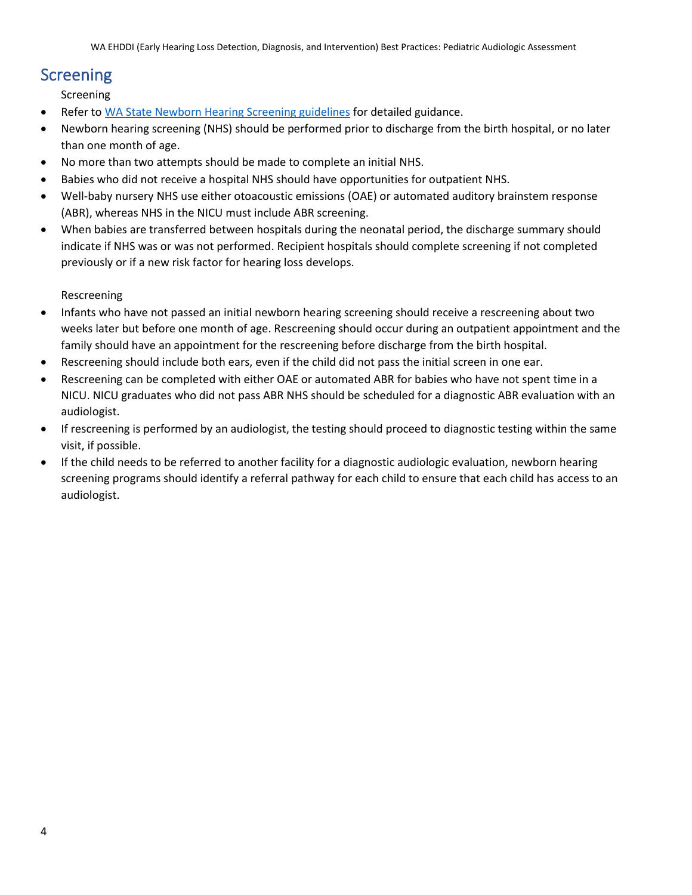## Screening

Screening

- Refer to [WA State Newborn Hearing Screening guidelines]() for detailed guidance.
- Newborn hearing screening (NHS) should be performed prior to discharge from the birth hospital, or no later than one month of age.
- No more than two attempts should be made to complete an initial NHS.
- Babies who did not receive a hospital NHS should have opportunities for outpatient NHS.
- Well-baby nursery NHS use either otoacoustic emissions (OAE) or automated auditory brainstem response (ABR), whereas NHS in the NICU must include ABR screening.
- When babies are transferred between hospitals during the neonatal period, the discharge summary should indicate if NHS was or was not performed. Recipient hospitals should complete screening if not completed previously or if a new risk factor for hearing loss develops.

Rescreening

- Infants who have not passed an initial newborn hearing screening should receive a rescreening about two weeks later but before one month of age. Rescreening should occur during an outpatient appointment and the family should have an appointment for the rescreening before discharge from the birth hospital.
- Rescreening should include both ears, even if the child did not pass the initial screen in one ear.
- Rescreening can be completed with either OAE or automated ABR for babies who have not spent time in a NICU. NICU graduates who did not pass ABR NHS should be scheduled for a diagnostic ABR evaluation with an audiologist.
- If rescreening is performed by an audiologist, the testing should proceed to diagnostic testing within the same visit, if possible.
- If the child needs to be referred to another facility for a diagnostic audiologic evaluation, newborn hearing screening programs should identify a referral pathway for each child to ensure that each child has access to an audiologist.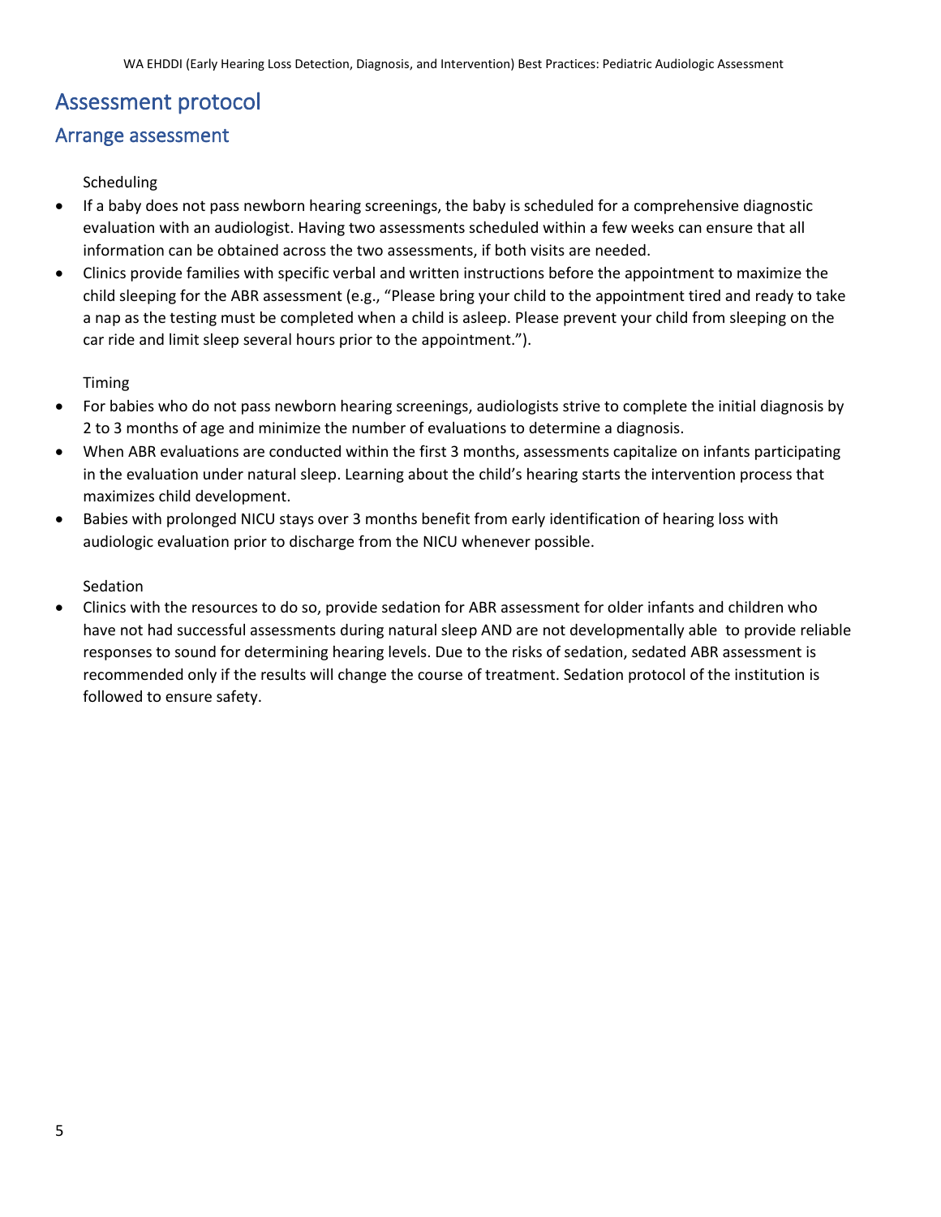# Assessment protocol

## Arrange assessment

Scheduling

- If a baby does not pass newborn hearing screenings, the baby is scheduled for a comprehensive diagnostic evaluation with an audiologist. Having two assessments scheduled within a few weeks can ensure that all information can be obtained across the two assessments, if both visits are needed.
- Clinics provide families with specific verbal and written instructions before the appointment to maximize the child sleeping for the ABR assessment (e.g., "Please bring your child to the appointment tired and ready to take a nap as the testing must be completed when a child is asleep. Please prevent your child from sleeping on the car ride and limit sleep several hours prior to the appointment.").

Timing

- For babies who do not pass newborn hearing screenings, audiologists strive to complete the initial diagnosis by 2 to 3 months of age and minimize the number of evaluations to determine a diagnosis.
- When ABR evaluations are conducted within the first 3 months, assessments capitalize on infants participating in the evaluation under natural sleep. Learning about the child's hearing starts the intervention process that maximizes child development.
- Babies with prolonged NICU stays over 3 months benefit from early identification of hearing loss with audiologic evaluation prior to discharge from the NICU whenever possible.

Sedation

- Clinics with the resources to do so, provide sedation for ABR assessment for older infants and children who have not had successful assessments during natural sleep AND are not developmentally able to provide reliable responses to sound for determining hearing levels. Due to the risks of sedation, sedated ABR assessment is recommended only if the results will change the course of treatment. Sedation protocol of the institution is followed to ensure safety.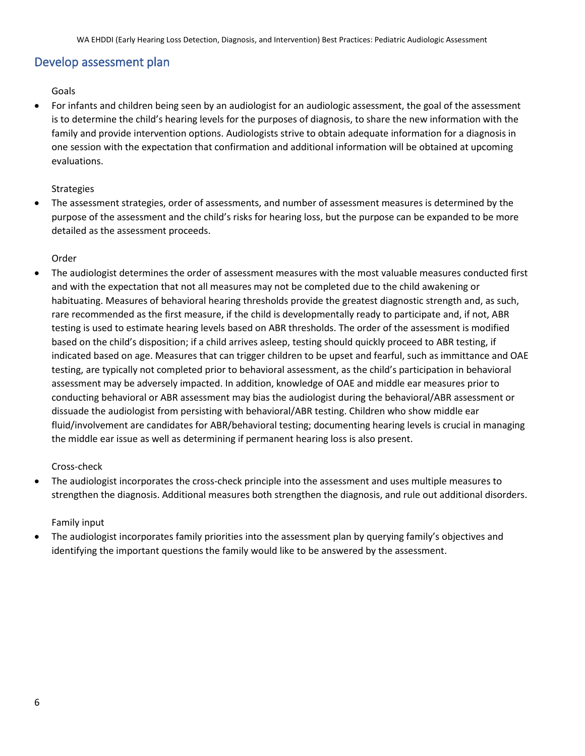## Develop assessment plan

Goals

- For infants and children being seen by an audiologist for an audiologic assessment, the goal of the assessment is to determine the child's hearing levels for the purposes of diagnosis, to share the new information with the family and provide intervention options. Audiologists strive to obtain adequate information for a diagnosis in one session with the expectation that confirmation and additional information will be obtained at upcoming evaluations.

Strategies

- The assessment strategies, order of assessments, and number of assessment measures is determined by the purpose of the assessment and the child's risks for hearing loss, but the purpose can be expanded to be more detailed as the assessment proceeds.

Order

- The audiologist determines the order of assessment measures with the most valuable measures conducted first and with the expectation that not all measures may not be completed due to the child awakening or habituating. Measures of behavioral hearing thresholds provide the greatest diagnostic strength and, as such, rare recommended as the first measure, if the child is developmentally ready to participate and, if not, ABR testing is used to estimate hearing levels based on ABR thresholds. The order of the assessment is modified based on the child's disposition; if a child arrives asleep, testing should quickly proceed to ABR testing, if indicated based on age. Measures that can trigger children to be upset and fearful, such as immittance and OAE testing, are typically not completed prior to behavioral assessment, as the child's participation in behavioral assessment may be adversely impacted. In addition, knowledge of OAE and middle ear measures prior to conducting behavioral or ABR assessment may bias the audiologist during the behavioral/ABR assessment or dissuade the audiologist from persisting with behavioral/ABR testing. Children who show middle ear fluid/involvement are candidates for ABR/behavioral testing; documenting hearing levels is crucial in managing the middle ear issue as well as determining if permanent hearing loss is also present.

Cross-check

- The audiologist incorporates the cross-check principle into the assessment and uses multiple measures to strengthen the diagnosis. Additional measures both strengthen the diagnosis, and rule out additional disorders.

Family input

- The audiologist incorporates family priorities into the assessment plan by querying family's objectives and identifying the important questions the family would like to be answered by the assessment.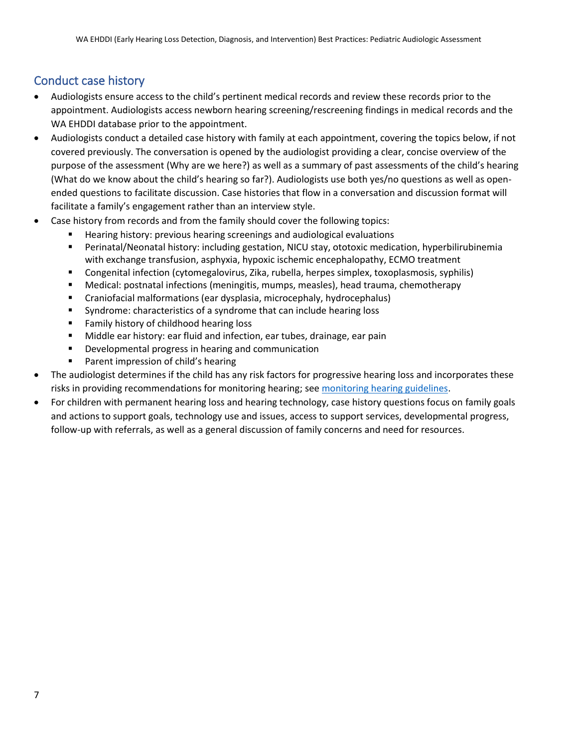## Conduct case history

- Audiologists ensure access to the child's pertinent medical records and review these records prior to the appointment. Audiologists access newborn hearing screening/rescreening findings in medical records and the WA EHDDI database prior to the appointment.
- Audiologists conduct a detailed case history with family at each appointment, covering the topics below, if not covered previously. The conversation is opened by the audiologist providing a clear, concise overview of the purpose of the assessment (Why are we here?) as well as a summary of past assessments of the child's hearing (What do we know about the child's hearing so far?). Audiologists use both yes/no questions as well as open-ended questions to facilitate discussion. Case histories that flow in a conversation and discussion format will facilitate a family's engagement rather than an interview style.
- Case history from records and from the family should cover the following topics:
  - Hearing history: previous hearing screenings and audiological evaluations
  - Perinatal/Neonatal history: including gestation, NICU stay, ototoxic medication, hyperbilirubinemia with exchange transfusion, asphyxia, hypoxic ischemic encephalopathy, ECMO treatment
  - Congenital infection (cytomegalovirus, Zika, rubella, herpes simplex, toxoplasmosis, syphilis)
  - Medical: postnatal infections (meningitis, mumps, measles), head trauma, chemotherapy
  - Craniofacial malformations (ear dysplasia, microcephaly, hydrocephalus)
  - Syndrome: characteristics of a syndrome that can include hearing loss
  - Family history of childhood hearing loss
  - Middle ear history: ear fluid and infection, ear tubes, drainage, ear pain
  - Developmental progress in hearing and communication
  - Parent impression of child's hearing
- The audiologist determines if the child has any risk factors for progressive hearing loss and incorporates these risks in providing recommendations for monitoring hearing; see [monitoring hearing guidelines]().
- For children with permanent hearing loss and hearing technology, case history questions focus on family goals and actions to support goals, technology use and issues, access to support services, developmental progress, follow-up with referrals, as well as a general discussion of family concerns and need for resources.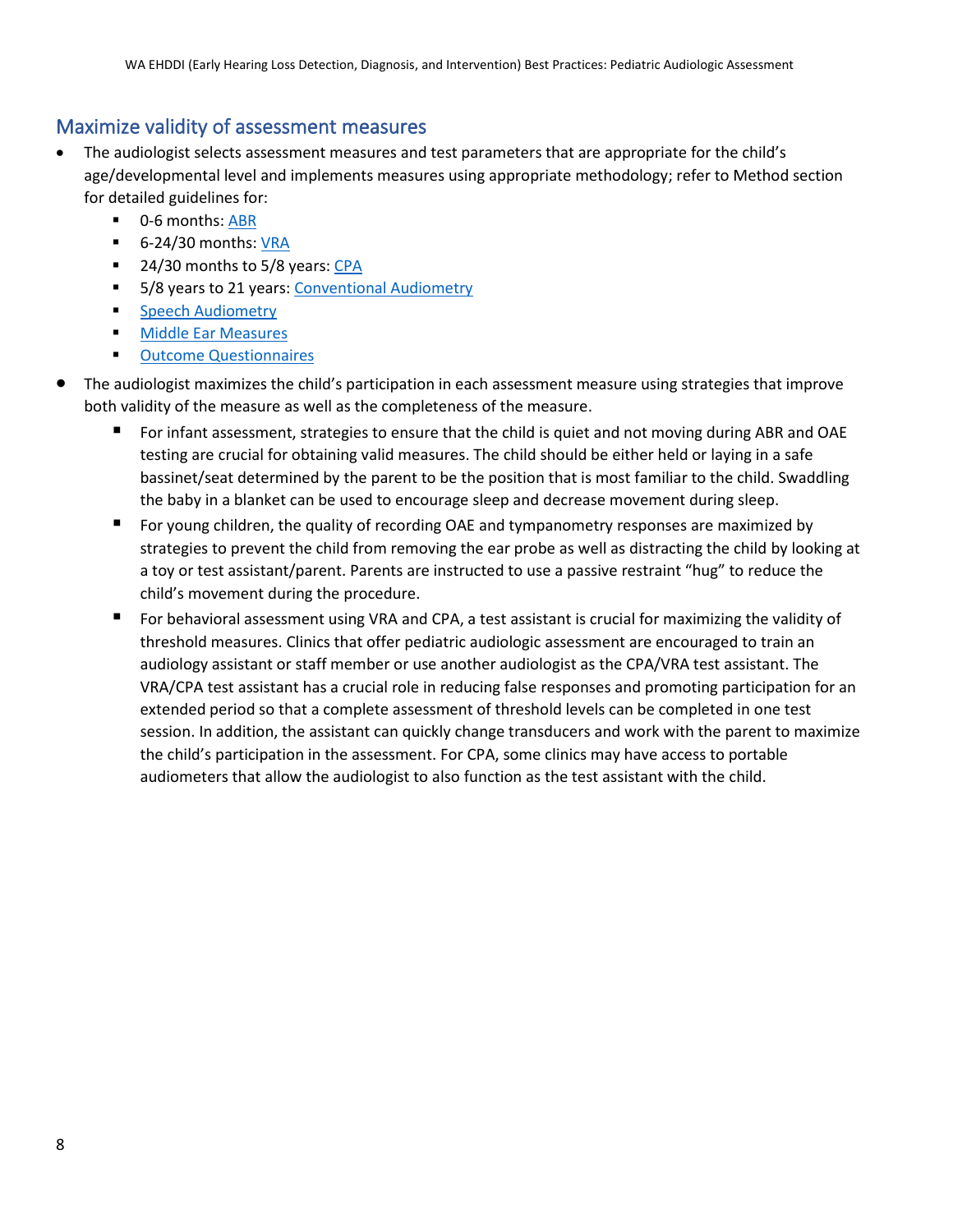## Maximize validity of assessment measures

- The audiologist selects assessment measures and test parameters that are appropriate for the child's age/developmental level and implements measures using appropriate methodology; refer to Method section for detailed guidelines for:
  - 0-6 months: ABR
  - 6-24/30 months: VRA
  - 24/30 months to 5/8 years: CPA
  - 5/8 years to 21 years: Conventional Audiometry
  - Speech Audiometry
  - Middle Ear Measures
  - Outcome Questionnaires
- The audiologist maximizes the child's participation in each assessment measure using strategies that improve both validity of the measure as well as the completeness of the measure.
  - For infant assessment, strategies to ensure that the child is quiet and not moving during ABR and OAE testing are crucial for obtaining valid measures. The child should be either held or laying in a safe bassinet/seat determined by the parent to be the position that is most familiar to the child. Swaddling the baby in a blanket can be used to encourage sleep and decrease movement during sleep.
  - For young children, the quality of recording OAE and tympanometry responses are maximized by strategies to prevent the child from removing the ear probe as well as distracting the child by looking at a toy or test assistant/parent. Parents are instructed to use a passive restraint "hug" to reduce the child's movement during the procedure.
  - For behavioral assessment using VRA and CPA, a test assistant is crucial for maximizing the validity of threshold measures. Clinics that offer pediatric audiologic assessment are encouraged to train an audiology assistant or staff member or use another audiologist as the CPA/VRA test assistant. The VRA/CPA test assistant has a crucial role in reducing false responses and promoting participation for an extended period so that a complete assessment of threshold levels can be completed in one test session. In addition, the assistant can quickly change transducers and work with the parent to maximize the child's participation in the assessment. For CPA, some clinics may have access to portable audiometers that allow the audiologist to also function as the test assistant with the child.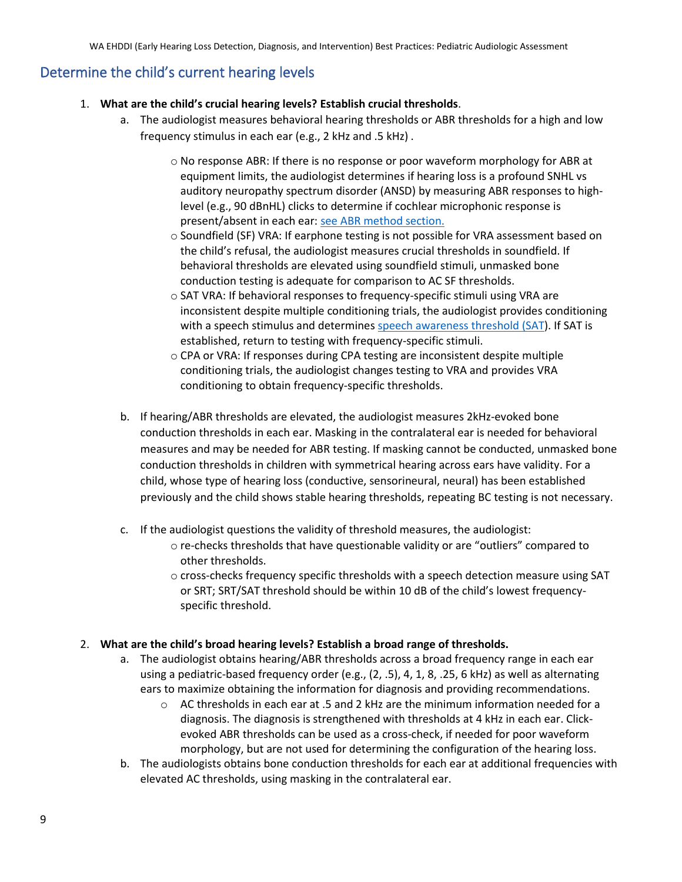## Determine the child's current hearing levels

1. **What are the child's crucial hearing levels? Establish crucial thresholds**.
   a. The audiologist measures behavioral hearing thresholds or ABR thresholds for a high and low frequency stimulus in each ear (e.g., 2 kHz and .5 kHz) .
      - No response ABR: If there is no response or poor waveform morphology for ABR at equipment limits, the audiologist determines if hearing loss is a profound SNHL vs auditory neuropathy spectrum disorder (ANSD) by measuring ABR responses to high-level (e.g., 90 dBnHL) clicks to determine if cochlear microphonic response is present/absent in each ear: see ABR method section.
      - Soundfield (SF) VRA: If earphone testing is not possible for VRA assessment based on the child's refusal, the audiologist measures crucial thresholds in soundfield. If behavioral thresholds are elevated using soundfield stimuli, unmasked bone conduction testing is adequate for comparison to AC SF thresholds.
      - SAT VRA: If behavioral responses to frequency-specific stimuli using VRA are inconsistent despite multiple conditioning trials, the audiologist provides conditioning with a speech stimulus and determines speech awareness threshold (SAT). If SAT is established, return to testing with frequency-specific stimuli.
      - CPA or VRA: If responses during CPA testing are inconsistent despite multiple conditioning trials, the audiologist changes testing to VRA and provides VRA conditioning to obtain frequency-specific thresholds.

   b. If hearing/ABR thresholds are elevated, the audiologist measures 2kHz-evoked bone conduction thresholds in each ear. Masking in the contralateral ear is needed for behavioral measures and may be needed for ABR testing. If masking cannot be conducted, unmasked bone conduction thresholds in children with symmetrical hearing across ears have validity. For a child, whose type of hearing loss (conductive, sensorineural, neural) has been established previously and the child shows stable hearing thresholds, repeating BC testing is not necessary.

   c. If the audiologist questions the validity of threshold measures, the audiologist:
      - re-checks thresholds that have questionable validity or are "outliers" compared to other thresholds.
      - cross-checks frequency specific thresholds with a speech detection measure using SAT or SRT; SRT/SAT threshold should be within 10 dB of the child's lowest frequency-specific threshold.

2. **What are the child's broad hearing levels? Establish a broad range of thresholds.**
   a. The audiologist obtains hearing/ABR thresholds across a broad frequency range in each ear using a pediatric-based frequency order (e.g., (2, .5), 4, 1, 8, .25, 6 kHz) as well as alternating ears to maximize obtaining the information for diagnosis and providing recommendations.
      - AC thresholds in each ear at .5 and 2 kHz are the minimum information needed for a diagnosis. The diagnosis is strengthened with thresholds at 4 kHz in each ear. Click-evoked ABR thresholds can be used as a cross-check, if needed for poor waveform morphology, but are not used for determining the configuration of the hearing loss.

   b. The audiologists obtains bone conduction thresholds for each ear at additional frequencies with elevated AC thresholds, using masking in the contralateral ear.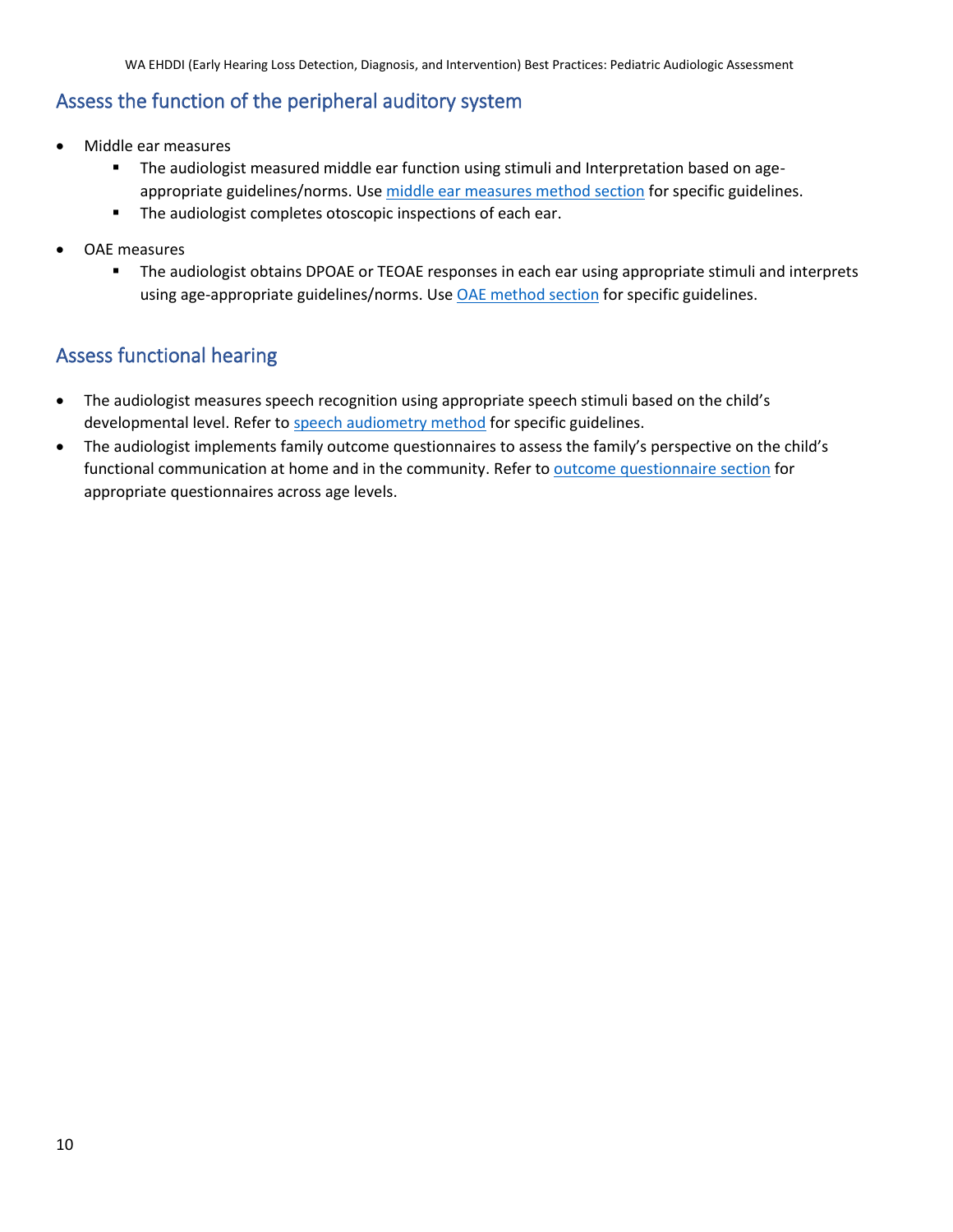## Assess the function of the peripheral auditory system

- Middle ear measures
  - The audiologist measured middle ear function using stimuli and Interpretation based on age-appropriate guidelines/norms. Use middle ear measures method section for specific guidelines.
  - The audiologist completes otoscopic inspections of each ear.
- OAE measures
  - The audiologist obtains DPOAE or TEOAE responses in each ear using appropriate stimuli and interprets using age-appropriate guidelines/norms. Use OAE method section for specific guidelines.

## Assess functional hearing

- The audiologist measures speech recognition using appropriate speech stimuli based on the child's developmental level. Refer to speech audiometry method for specific guidelines.
- The audiologist implements family outcome questionnaires to assess the family's perspective on the child's functional communication at home and in the community. Refer to outcome questionnaire section for appropriate questionnaires across age levels.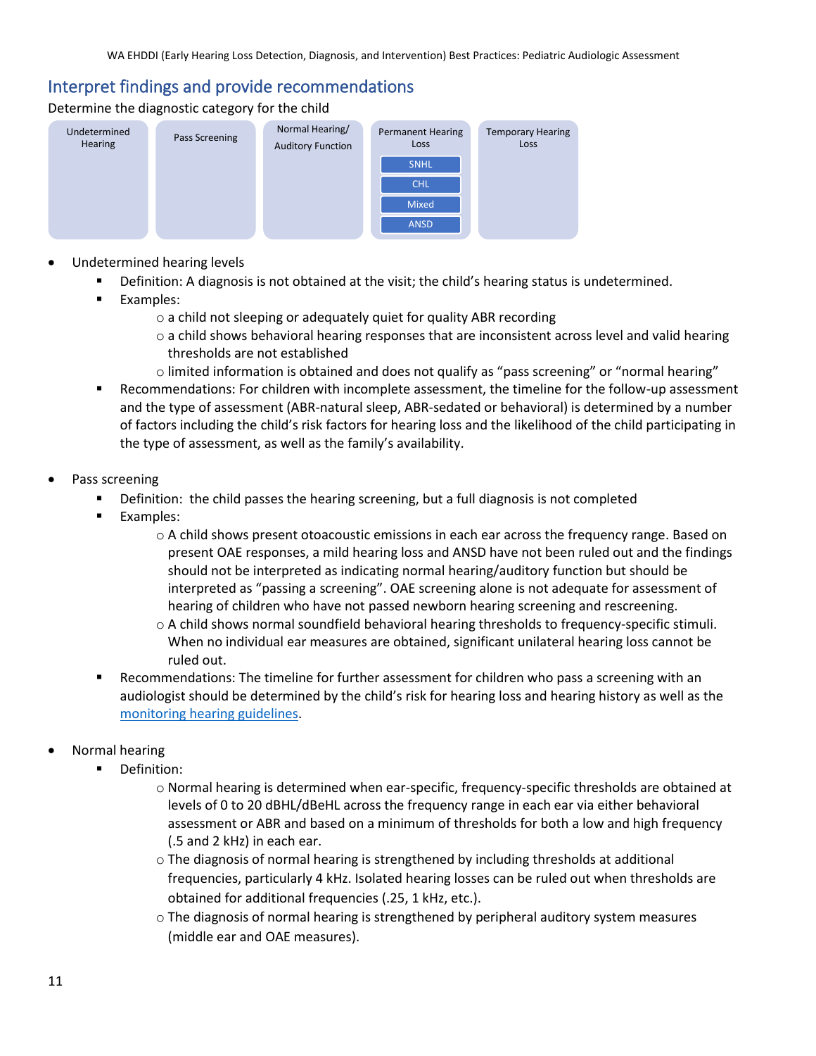## Interpret findings and provide recommendations

Determine the diagnostic category for the child

| Undetermined Hearing | Pass Screening | Normal Hearing/ Auditory Function | Permanent Hearing Loss | Temporary Hearing Loss |
|---|---|---|---|---|
| | | | SNHL | |
| | | | CHL | |
| | | | Mixed | |
| | | | ANSD | |

- Undetermined hearing levels
  - Definition: A diagnosis is not obtained at the visit; the child's hearing status is undetermined.
  - Examples:
    - a child not sleeping or adequately quiet for quality ABR recording
    - a child shows behavioral hearing responses that are inconsistent across level and valid hearing thresholds are not established
    - limited information is obtained and does not qualify as "pass screening" or "normal hearing"
  - Recommendations: For children with incomplete assessment, the timeline for the follow-up assessment and the type of assessment (ABR-natural sleep, ABR-sedated or behavioral) is determined by a number of factors including the child's risk factors for hearing loss and the likelihood of the child participating in the type of assessment, as well as the family's availability.

- Pass screening
  - Definition: the child passes the hearing screening, but a full diagnosis is not completed
  - Examples:
    - A child shows present otoacoustic emissions in each ear across the frequency range. Based on present OAE responses, a mild hearing loss and ANSD have not been ruled out and the findings should not be interpreted as indicating normal hearing/auditory function but should be interpreted as "passing a screening". OAE screening alone is not adequate for assessment of hearing of children who have not passed newborn hearing screening and rescreening.
    - A child shows normal soundfield behavioral hearing thresholds to frequency-specific stimuli. When no individual ear measures are obtained, significant unilateral hearing loss cannot be ruled out.
  - Recommendations: The timeline for further assessment for children who pass a screening with an audiologist should be determined by the child's risk for hearing loss and hearing history as well as the monitoring hearing guidelines.

- Normal hearing
  - Definition:
    - Normal hearing is determined when ear-specific, frequency-specific thresholds are obtained at levels of 0 to 20 dBHL/dBeHL across the frequency range in each ear via either behavioral assessment or ABR and based on a minimum of thresholds for both a low and high frequency (.5 and 2 kHz) in each ear.
    - The diagnosis of normal hearing is strengthened by including thresholds at additional frequencies, particularly 4 kHz. Isolated hearing losses can be ruled out when thresholds are obtained for additional frequencies (.25, 1 kHz, etc.).
    - The diagnosis of normal hearing is strengthened by peripheral auditory system measures (middle ear and OAE measures).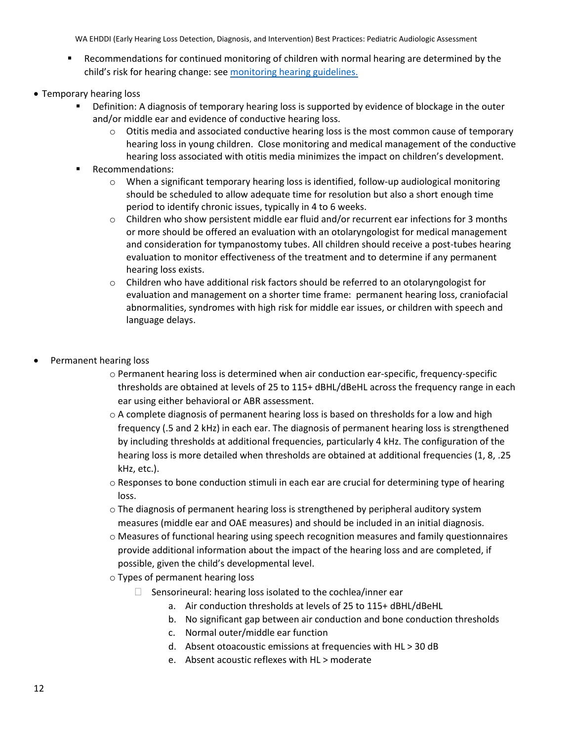- Recommendations for continued monitoring of children with normal hearing are determined by the child's risk for hearing change: see [monitoring hearing guidelines.]()

- Temporary hearing loss
  - Definition: A diagnosis of temporary hearing loss is supported by evidence of blockage in the outer and/or middle ear and evidence of conductive hearing loss.
    - Otitis media and associated conductive hearing loss is the most common cause of temporary hearing loss in young children. Close monitoring and medical management of the conductive hearing loss associated with otitis media minimizes the impact on children's development.
  - Recommendations:
    - When a significant temporary hearing loss is identified, follow-up audiological monitoring should be scheduled to allow adequate time for resolution but also a short enough time period to identify chronic issues, typically in 4 to 6 weeks.
    - Children who show persistent middle ear fluid and/or recurrent ear infections for 3 months or more should be offered an evaluation with an otolaryngologist for medical management and consideration for tympanostomy tubes. All children should receive a post-tubes hearing evaluation to monitor effectiveness of the treatment and to determine if any permanent hearing loss exists.
    - Children who have additional risk factors should be referred to an otolaryngologist for evaluation and management on a shorter time frame: permanent hearing loss, craniofacial abnormalities, syndromes with high risk for middle ear issues, or children with speech and language delays.

- Permanent hearing loss
  - Permanent hearing loss is determined when air conduction ear-specific, frequency-specific thresholds are obtained at levels of 25 to 115+ dBHL/dBeHL across the frequency range in each ear using either behavioral or ABR assessment.
  - A complete diagnosis of permanent hearing loss is based on thresholds for a low and high frequency (.5 and 2 kHz) in each ear. The diagnosis of permanent hearing loss is strengthened by including thresholds at additional frequencies, particularly 4 kHz. The configuration of the hearing loss is more detailed when thresholds are obtained at additional frequencies (1, 8, .25 kHz, etc.).
  - Responses to bone conduction stimuli in each ear are crucial for determining type of hearing loss.
  - The diagnosis of permanent hearing loss is strengthened by peripheral auditory system measures (middle ear and OAE measures) and should be included in an initial diagnosis.
  - Measures of functional hearing using speech recognition measures and family questionnaires provide additional information about the impact of the hearing loss and are completed, if possible, given the child's developmental level.
  - Types of permanent hearing loss
    - Sensorineural: hearing loss isolated to the cochlea/inner ear
      a. Air conduction thresholds at levels of 25 to 115+ dBHL/dBeHL
      b. No significant gap between air conduction and bone conduction thresholds
      c. Normal outer/middle ear function
      d. Absent otoacoustic emissions at frequencies with HL > 30 dB
      e. Absent acoustic reflexes with HL > moderate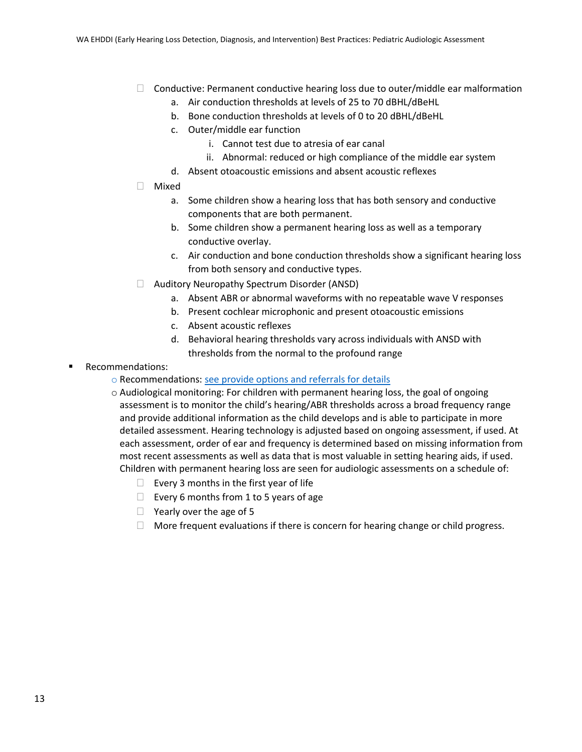- Conductive: Permanent conductive hearing loss due to outer/middle ear malformation
    a. Air conduction thresholds at levels of 25 to 70 dBHL/dBeHL
    b. Bone conduction thresholds at levels of 0 to 20 dBHL/dBeHL
    c. Outer/middle ear function
        i. Cannot test due to atresia of ear canal
        ii. Abnormal: reduced or high compliance of the middle ear system
    d. Absent otoacoustic emissions and absent acoustic reflexes
- Mixed
    a. Some children show a hearing loss that has both sensory and conductive components that are both permanent.
    b. Some children show a permanent hearing loss as well as a temporary conductive overlay.
    c. Air conduction and bone conduction thresholds show a significant hearing loss from both sensory and conductive types.
- Auditory Neuropathy Spectrum Disorder (ANSD)
    a. Absent ABR or abnormal waveforms with no repeatable wave V responses
    b. Present cochlear microphonic and present otoacoustic emissions
    c. Absent acoustic reflexes
    d. Behavioral hearing thresholds vary across individuals with ANSD with thresholds from the normal to the profound range

- Recommendations:
    - Recommendations: [see provide options and referrals for details]
    - Audiological monitoring: For children with permanent hearing loss, the goal of ongoing assessment is to monitor the child's hearing/ABR thresholds across a broad frequency range and provide additional information as the child develops and is able to participate in more detailed assessment. Hearing technology is adjusted based on ongoing assessment, if used. At each assessment, order of ear and frequency is determined based on missing information from most recent assessments as well as data that is most valuable in setting hearing aids, if used. Children with permanent hearing loss are seen for audiologic assessments on a schedule of:
        - Every 3 months in the first year of life
        - Every 6 months from 1 to 5 years of age
        - Yearly over the age of 5
        - More frequent evaluations if there is concern for hearing change or child progress.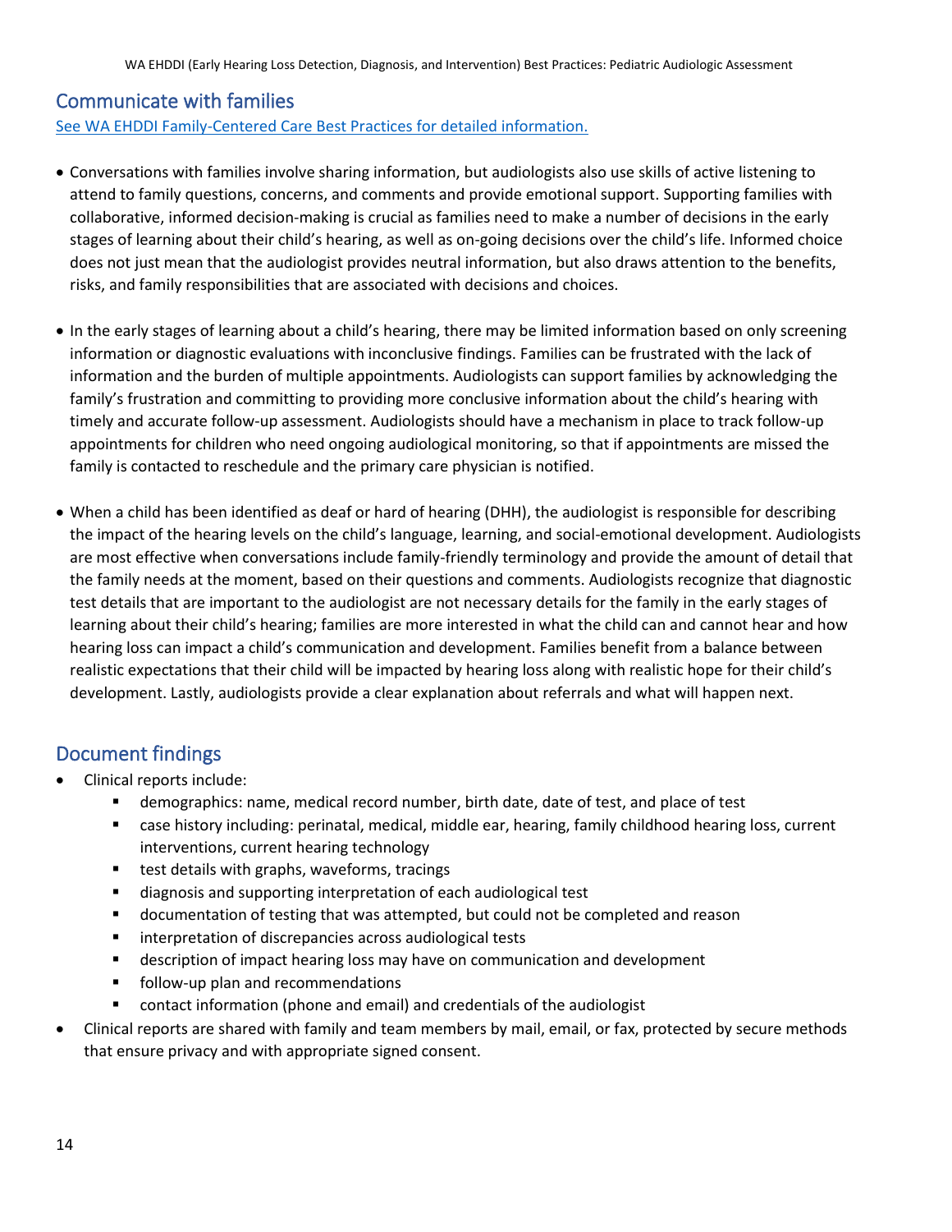## Communicate with families

[See WA EHDDI Family-Centered Care Best Practices for detailed information.]

- Conversations with families involve sharing information, but audiologists also use skills of active listening to attend to family questions, concerns, and comments and provide emotional support. Supporting families with collaborative, informed decision-making is crucial as families need to make a number of decisions in the early stages of learning about their child's hearing, as well as on-going decisions over the child's life. Informed choice does not just mean that the audiologist provides neutral information, but also draws attention to the benefits, risks, and family responsibilities that are associated with decisions and choices.

- In the early stages of learning about a child's hearing, there may be limited information based on only screening information or diagnostic evaluations with inconclusive findings. Families can be frustrated with the lack of information and the burden of multiple appointments. Audiologists can support families by acknowledging the family's frustration and committing to providing more conclusive information about the child's hearing with timely and accurate follow-up assessment. Audiologists should have a mechanism in place to track follow-up appointments for children who need ongoing audiological monitoring, so that if appointments are missed the family is contacted to reschedule and the primary care physician is notified.

- When a child has been identified as deaf or hard of hearing (DHH), the audiologist is responsible for describing the impact of the hearing levels on the child's language, learning, and social-emotional development. Audiologists are most effective when conversations include family-friendly terminology and provide the amount of detail that the family needs at the moment, based on their questions and comments. Audiologists recognize that diagnostic test details that are important to the audiologist are not necessary details for the family in the early stages of learning about their child's hearing; families are more interested in what the child can and cannot hear and how hearing loss can impact a child's communication and development. Families benefit from a balance between realistic expectations that their child will be impacted by hearing loss along with realistic hope for their child's development. Lastly, audiologists provide a clear explanation about referrals and what will happen next.

## Document findings

- Clinical reports include:
  - demographics: name, medical record number, birth date, date of test, and place of test
  - case history including: perinatal, medical, middle ear, hearing, family childhood hearing loss, current interventions, current hearing technology
  - test details with graphs, waveforms, tracings
  - diagnosis and supporting interpretation of each audiological test
  - documentation of testing that was attempted, but could not be completed and reason
  - interpretation of discrepancies across audiological tests
  - description of impact hearing loss may have on communication and development
  - follow-up plan and recommendations
  - contact information (phone and email) and credentials of the audiologist
- Clinical reports are shared with family and team members by mail, email, or fax, protected by secure methods that ensure privacy and with appropriate signed consent.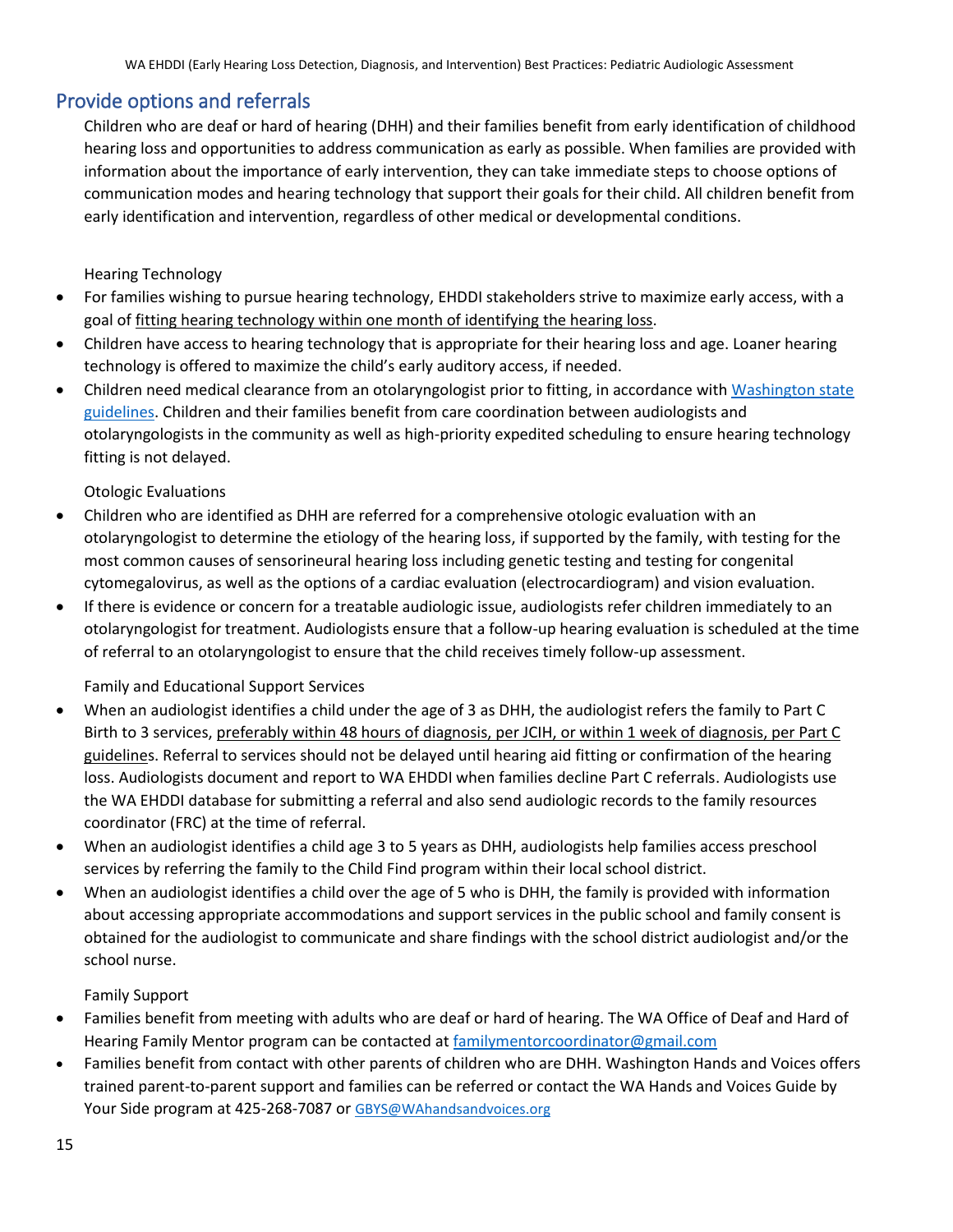## Provide options and referrals

Children who are deaf or hard of hearing (DHH) and their families benefit from early identification of childhood hearing loss and opportunities to address communication as early as possible. When families are provided with information about the importance of early intervention, they can take immediate steps to choose options of communication modes and hearing technology that support their goals for their child. All children benefit from early identification and intervention, regardless of other medical or developmental conditions.

Hearing Technology

- For families wishing to pursue hearing technology, EHDDI stakeholders strive to maximize early access, with a goal of fitting hearing technology within one month of identifying the hearing loss.
- Children have access to hearing technology that is appropriate for their hearing loss and age. Loaner hearing technology is offered to maximize the child's early auditory access, if needed.
- Children need medical clearance from an otolaryngologist prior to fitting, in accordance with [Washington state guidelines](). Children and their families benefit from care coordination between audiologists and otolaryngologists in the community as well as high-priority expedited scheduling to ensure hearing technology fitting is not delayed.

Otologic Evaluations

- Children who are identified as DHH are referred for a comprehensive otologic evaluation with an otolaryngologist to determine the etiology of the hearing loss, if supported by the family, with testing for the most common causes of sensorineural hearing loss including genetic testing and testing for congenital cytomegalovirus, as well as the options of a cardiac evaluation (electrocardiogram) and vision evaluation.
- If there is evidence or concern for a treatable audiologic issue, audiologists refer children immediately to an otolaryngologist for treatment. Audiologists ensure that a follow-up hearing evaluation is scheduled at the time of referral to an otolaryngologist to ensure that the child receives timely follow-up assessment.

Family and Educational Support Services

- When an audiologist identifies a child under the age of 3 as DHH, the audiologist refers the family to Part C Birth to 3 services, preferably within 48 hours of diagnosis, per JCIH, or within 1 week of diagnosis, per Part C guidelines. Referral to services should not be delayed until hearing aid fitting or confirmation of the hearing loss. Audiologists document and report to WA EHDDI when families decline Part C referrals. Audiologists use the WA EHDDI database for submitting a referral and also send audiologic records to the family resources coordinator (FRC) at the time of referral.
- When an audiologist identifies a child age 3 to 5 years as DHH, audiologists help families access preschool services by referring the family to the Child Find program within their local school district.
- When an audiologist identifies a child over the age of 5 who is DHH, the family is provided with information about accessing appropriate accommodations and support services in the public school and family consent is obtained for the audiologist to communicate and share findings with the school district audiologist and/or the school nurse.

Family Support

- Families benefit from meeting with adults who are deaf or hard of hearing. The WA Office of Deaf and Hard of Hearing Family Mentor program can be contacted at familymentorcoordinator@gmail.com
- Families benefit from contact with other parents of children who are DHH. Washington Hands and Voices offers trained parent-to-parent support and families can be referred or contact the WA Hands and Voices Guide by Your Side program at 425-268-7087 or GBYS@WAhandsandvoices.org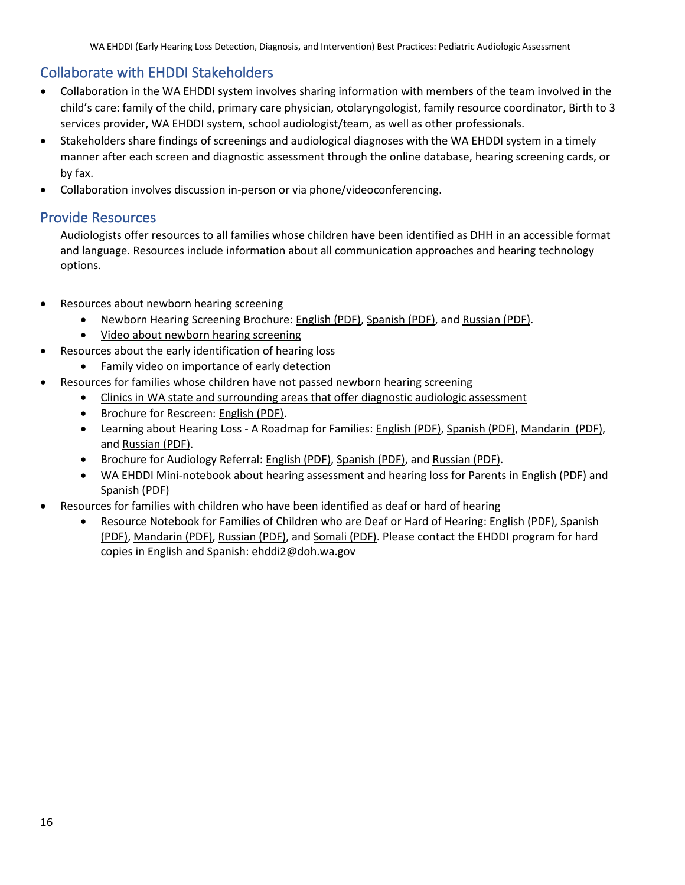## Collaborate with EHDDI Stakeholders

- Collaboration in the WA EHDDI system involves sharing information with members of the team involved in the child's care: family of the child, primary care physician, otolaryngologist, family resource coordinator, Birth to 3 services provider, WA EHDDI system, school audiologist/team, as well as other professionals.
- Stakeholders share findings of screenings and audiological diagnoses with the WA EHDDI system in a timely manner after each screen and diagnostic assessment through the online database, hearing screening cards, or by fax.
- Collaboration involves discussion in-person or via phone/videoconferencing.

## Provide Resources

Audiologists offer resources to all families whose children have been identified as DHH in an accessible format and language. Resources include information about all communication approaches and hearing technology options.

- Resources about newborn hearing screening
    - Newborn Hearing Screening Brochure: English (PDF), Spanish (PDF), and Russian (PDF).
    - Video about newborn hearing screening
- Resources about the early identification of hearing loss
    - Family video on importance of early detection
- Resources for families whose children have not passed newborn hearing screening
    - Clinics in WA state and surrounding areas that offer diagnostic audiologic assessment
    - Brochure for Rescreen: English (PDF).
    - Learning about Hearing Loss - A Roadmap for Families: English (PDF), Spanish (PDF), Mandarin (PDF), and Russian (PDF).
    - Brochure for Audiology Referral: English (PDF), Spanish (PDF), and Russian (PDF).
    - WA EHDDI Mini-notebook about hearing assessment and hearing loss for Parents in English (PDF) and Spanish (PDF)
- Resources for families with children who have been identified as deaf or hard of hearing
    - Resource Notebook for Families of Children who are Deaf or Hard of Hearing: English (PDF), Spanish (PDF), Mandarin (PDF), Russian (PDF), and Somali (PDF). Please contact the EHDDI program for hard copies in English and Spanish: ehddi2@doh.wa.gov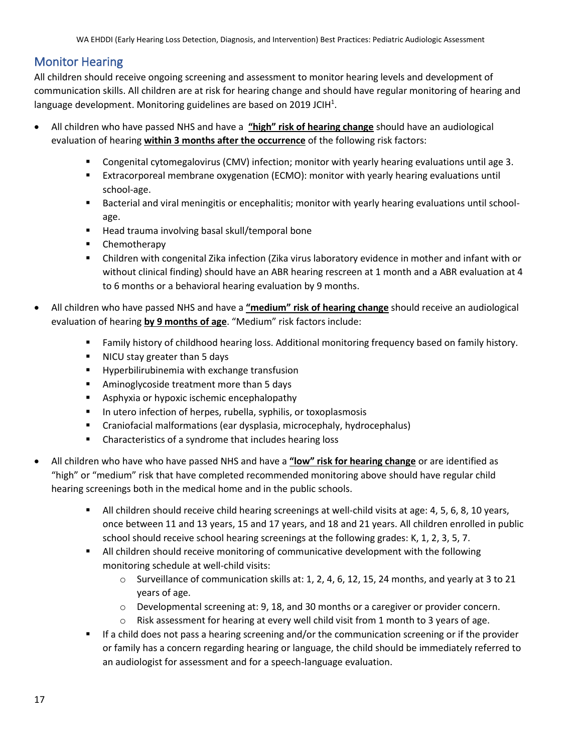## Monitor Hearing

All children should receive ongoing screening and assessment to monitor hearing levels and development of communication skills. All children are at risk for hearing change and should have regular monitoring of hearing and language development. Monitoring guidelines are based on 2019 JCIH[1].

- All children who have passed NHS and have a **"high" risk of hearing change** should have an audiological evaluation of hearing **within 3 months after the occurrence** of the following risk factors:
  - Congenital cytomegalovirus (CMV) infection; monitor with yearly hearing evaluations until age 3.
  - Extracorporeal membrane oxygenation (ECMO): monitor with yearly hearing evaluations until school-age.
  - Bacterial and viral meningitis or encephalitis; monitor with yearly hearing evaluations until school-age.
  - Head trauma involving basal skull/temporal bone
  - Chemotherapy
  - Children with congenital Zika infection (Zika virus laboratory evidence in mother and infant with or without clinical finding) should have an ABR hearing rescreen at 1 month and a ABR evaluation at 4 to 6 months or a behavioral hearing evaluation by 9 months.
- All children who have passed NHS and have a **"medium" risk of hearing change** should receive an audiological evaluation of hearing **by 9 months of age**. "Medium" risk factors include:
  - Family history of childhood hearing loss. Additional monitoring frequency based on family history.
  - NICU stay greater than 5 days
  - Hyperbilirubinemia with exchange transfusion
  - Aminoglycoside treatment more than 5 days
  - Asphyxia or hypoxic ischemic encephalopathy
  - In utero infection of herpes, rubella, syphilis, or toxoplasmosis
  - Craniofacial malformations (ear dysplasia, microcephaly, hydrocephalus)
  - Characteristics of a syndrome that includes hearing loss
- All children who have who have passed NHS and have a **"low" risk for hearing change** or are identified as "high" or "medium" risk that have completed recommended monitoring above should have regular child hearing screenings both in the medical home and in the public schools.
  - All children should receive child hearing screenings at well-child visits at age: 4, 5, 6, 8, 10 years, once between 11 and 13 years, 15 and 17 years, and 18 and 21 years. All children enrolled in public school should receive school hearing screenings at the following grades: K, 1, 2, 3, 5, 7.
  - All children should receive monitoring of communicative development with the following monitoring schedule at well-child visits:
    - Surveillance of communication skills at: 1, 2, 4, 6, 12, 15, 24 months, and yearly at 3 to 21 years of age.
    - Developmental screening at: 9, 18, and 30 months or a caregiver or provider concern.
    - Risk assessment for hearing at every well child visit from 1 month to 3 years of age.
  - If a child does not pass a hearing screening and/or the communication screening or if the provider or family has a concern regarding hearing or language, the child should be immediately referred to an audiologist for assessment and for a speech-language evaluation.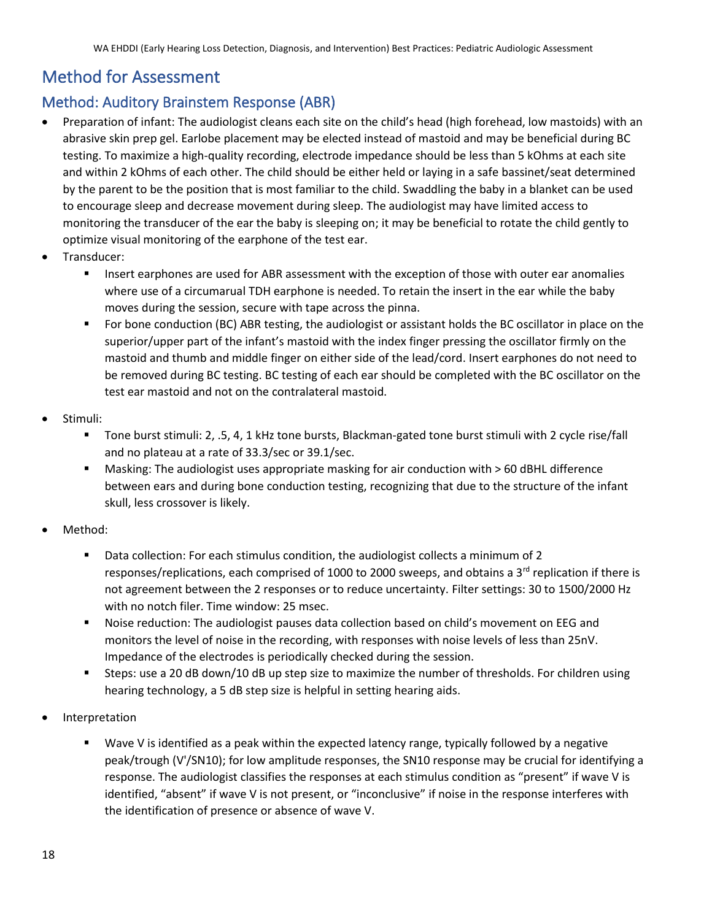# Method for Assessment

## Method: Auditory Brainstem Response (ABR)

- Preparation of infant: The audiologist cleans each site on the child's head (high forehead, low mastoids) with an abrasive skin prep gel. Earlobe placement may be elected instead of mastoid and may be beneficial during BC testing. To maximize a high-quality recording, electrode impedance should be less than 5 kOhms at each site and within 2 kOhms of each other. The child should be either held or laying in a safe bassinet/seat determined by the parent to be the position that is most familiar to the child. Swaddling the baby in a blanket can be used to encourage sleep and decrease movement during sleep. The audiologist may have limited access to monitoring the transducer of the ear the baby is sleeping on; it may be beneficial to rotate the child gently to optimize visual monitoring of the earphone of the test ear.
- Transducer:
  - Insert earphones are used for ABR assessment with the exception of those with outer ear anomalies where use of a circumaural TDH earphone is needed. To retain the insert in the ear while the baby moves during the session, secure with tape across the pinna.
  - For bone conduction (BC) ABR testing, the audiologist or assistant holds the BC oscillator in place on the superior/upper part of the infant's mastoid with the index finger pressing the oscillator firmly on the mastoid and thumb and middle finger on either side of the lead/cord. Insert earphones do not need to be removed during BC testing. BC testing of each ear should be completed with the BC oscillator on the test ear mastoid and not on the contralateral mastoid.
- Stimuli:
  - Tone burst stimuli: 2, .5, 4, 1 kHz tone bursts, Blackman-gated tone burst stimuli with 2 cycle rise/fall and no plateau at a rate of 33.3/sec or 39.1/sec.
  - Masking: The audiologist uses appropriate masking for air conduction with > 60 dBHL difference between ears and during bone conduction testing, recognizing that due to the structure of the infant skull, less crossover is likely.
- Method:
  - Data collection: For each stimulus condition, the audiologist collects a minimum of 2 responses/replications, each comprised of 1000 to 2000 sweeps, and obtains a 3rd replication if there is not agreement between the 2 responses or to reduce uncertainty. Filter settings: 30 to 1500/2000 Hz with no notch filer. Time window: 25 msec.
  - Noise reduction: The audiologist pauses data collection based on child's movement on EEG and monitors the level of noise in the recording, with responses with noise levels of less than 25nV. Impedance of the electrodes is periodically checked during the session.
  - Steps: use a 20 dB down/10 dB up step size to maximize the number of thresholds. For children using hearing technology, a 5 dB step size is helpful in setting hearing aids.
- Interpretation
  - Wave V is identified as a peak within the expected latency range, typically followed by a negative peak/trough (V'/SN10); for low amplitude responses, the SN10 response may be crucial for identifying a response. The audiologist classifies the responses at each stimulus condition as "present" if wave V is identified, "absent" if wave V is not present, or "inconclusive" if noise in the response interferes with the identification of presence or absence of wave V.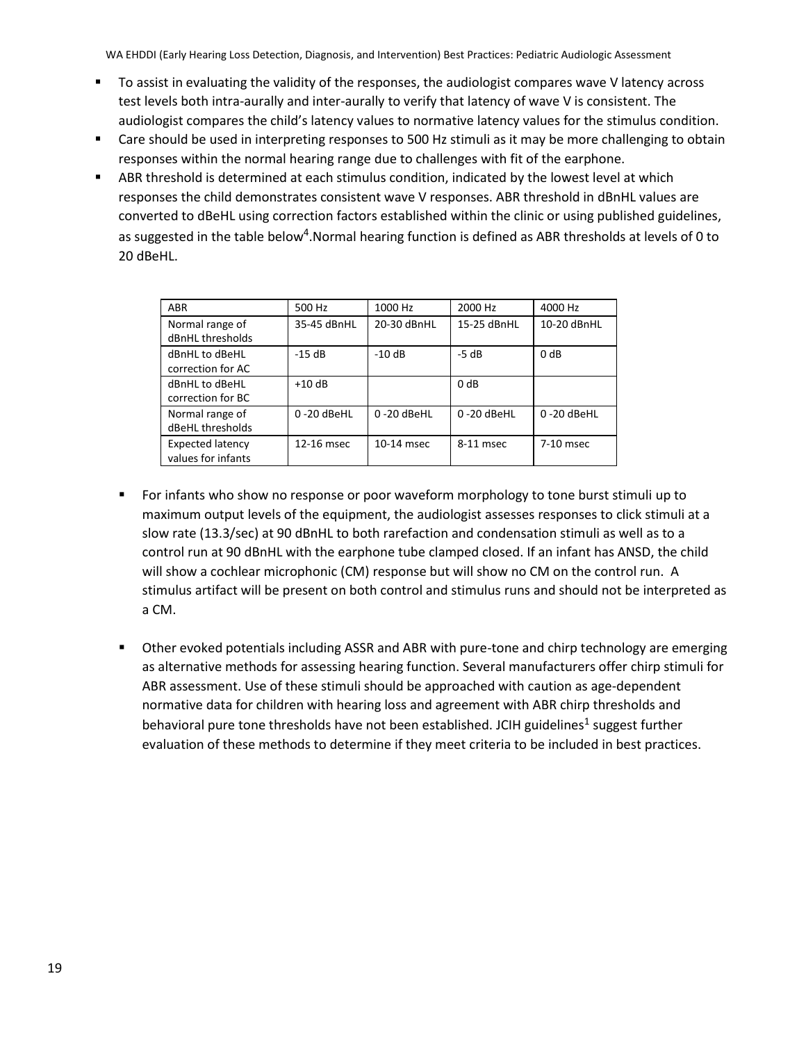- To assist in evaluating the validity of the responses, the audiologist compares wave V latency across test levels both intra-aurally and inter-aurally to verify that latency of wave V is consistent. The audiologist compares the child's latency values to normative latency values for the stimulus condition.
- Care should be used in interpreting responses to 500 Hz stimuli as it may be more challenging to obtain responses within the normal hearing range due to challenges with fit of the earphone.
- ABR threshold is determined at each stimulus condition, indicated by the lowest level at which responses the child demonstrates consistent wave V responses. ABR threshold in dBnHL values are converted to dBeHL using correction factors established within the clinic or using published guidelines, as suggested in the table below[4].Normal hearing function is defined as ABR thresholds at levels of 0 to 20 dBeHL.

| ABR | 500 Hz | 1000 Hz | 2000 Hz | 4000 Hz |
|---|---|---|---|---|
| Normal range of dBnHL thresholds | 35-45 dBnHL | 20-30 dBnHL | 15-25 dBnHL | 10-20 dBnHL |
| dBnHL to dBeHL correction for AC | -15 dB | -10 dB | -5 dB | 0 dB |
| dBnHL to dBeHL correction for BC | +10 dB | | 0 dB | |
| Normal range of dBeHL thresholds | 0 -20 dBeHL | 0 -20 dBeHL | 0 -20 dBeHL | 0 -20 dBeHL |
| Expected latency values for infants | 12-16 msec | 10-14 msec | 8-11 msec | 7-10 msec |

- For infants who show no response or poor waveform morphology to tone burst stimuli up to maximum output levels of the equipment, the audiologist assesses responses to click stimuli at a slow rate (13.3/sec) at 90 dBnHL to both rarefaction and condensation stimuli as well as to a control run at 90 dBnHL with the earphone tube clamped closed. If an infant has ANSD, the child will show a cochlear microphonic (CM) response but will show no CM on the control run. A stimulus artifact will be present on both control and stimulus runs and should not be interpreted as a CM.

- Other evoked potentials including ASSR and ABR with pure-tone and chirp technology are emerging as alternative methods for assessing hearing function. Several manufacturers offer chirp stimuli for ABR assessment. Use of these stimuli should be approached with caution as age-dependent normative data for children with hearing loss and agreement with ABR chirp thresholds and behavioral pure tone thresholds have not been established. JCIH guidelines[1] suggest further evaluation of these methods to determine if they meet criteria to be included in best practices.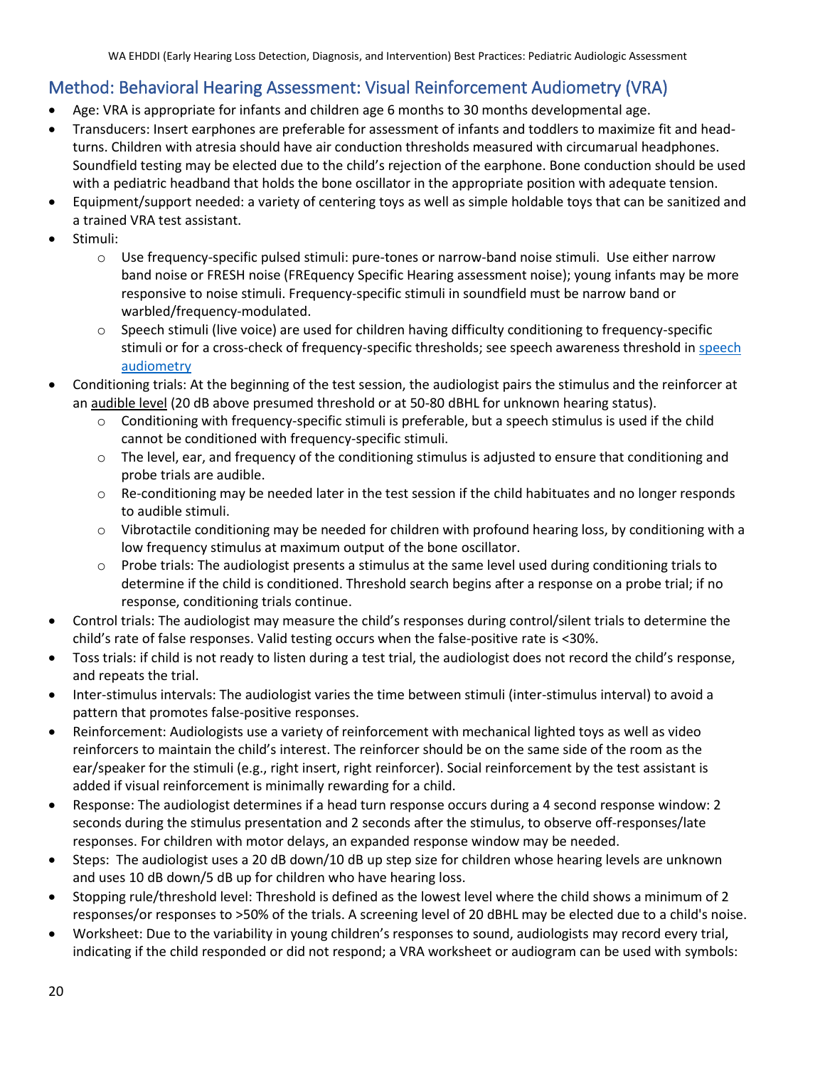## Method: Behavioral Hearing Assessment: Visual Reinforcement Audiometry (VRA)

- Age: VRA is appropriate for infants and children age 6 months to 30 months developmental age.
- Transducers: Insert earphones are preferable for assessment of infants and toddlers to maximize fit and head-turns. Children with atresia should have air conduction thresholds measured with circumarual headphones. Soundfield testing may be elected due to the child's rejection of the earphone. Bone conduction should be used with a pediatric headband that holds the bone oscillator in the appropriate position with adequate tension.
- Equipment/support needed: a variety of centering toys as well as simple holdable toys that can be sanitized and a trained VRA test assistant.
- Stimuli:
    - Use frequency-specific pulsed stimuli: pure-tones or narrow-band noise stimuli. Use either narrow band noise or FRESH noise (FREquency Specific Hearing assessment noise); young infants may be more responsive to noise stimuli. Frequency-specific stimuli in soundfield must be narrow band or warbled/frequency-modulated.
    - Speech stimuli (live voice) are used for children having difficulty conditioning to frequency-specific stimuli or for a cross-check of frequency-specific thresholds; see speech awareness threshold in speech audiometry
- Conditioning trials: At the beginning of the test session, the audiologist pairs the stimulus and the reinforcer at an audible level (20 dB above presumed threshold or at 50-80 dBHL for unknown hearing status).
    - Conditioning with frequency-specific stimuli is preferable, but a speech stimulus is used if the child cannot be conditioned with frequency-specific stimuli.
    - The level, ear, and frequency of the conditioning stimulus is adjusted to ensure that conditioning and probe trials are audible.
    - Re-conditioning may be needed later in the test session if the child habituates and no longer responds to audible stimuli.
    - Vibrotactile conditioning may be needed for children with profound hearing loss, by conditioning with a low frequency stimulus at maximum output of the bone oscillator.
    - Probe trials: The audiologist presents a stimulus at the same level used during conditioning trials to determine if the child is conditioned. Threshold search begins after a response on a probe trial; if no response, conditioning trials continue.
- Control trials: The audiologist may measure the child's responses during control/silent trials to determine the child's rate of false responses. Valid testing occurs when the false-positive rate is <30%.
- Toss trials: if child is not ready to listen during a test trial, the audiologist does not record the child's response, and repeats the trial.
- Inter-stimulus intervals: The audiologist varies the time between stimuli (inter-stimulus interval) to avoid a pattern that promotes false-positive responses.
- Reinforcement: Audiologists use a variety of reinforcement with mechanical lighted toys as well as video reinforcers to maintain the child's interest. The reinforcer should be on the same side of the room as the ear/speaker for the stimuli (e.g., right insert, right reinforcer). Social reinforcement by the test assistant is added if visual reinforcement is minimally rewarding for a child.
- Response: The audiologist determines if a head turn response occurs during a 4 second response window: 2 seconds during the stimulus presentation and 2 seconds after the stimulus, to observe off-responses/late responses. For children with motor delays, an expanded response window may be needed.
- Steps: The audiologist uses a 20 dB down/10 dB up step size for children whose hearing levels are unknown and uses 10 dB down/5 dB up for children who have hearing loss.
- Stopping rule/threshold level: Threshold is defined as the lowest level where the child shows a minimum of 2 responses/or responses to >50% of the trials. A screening level of 20 dBHL may be elected due to a child's noise.
- Worksheet: Due to the variability in young children's responses to sound, audiologists may record every trial, indicating if the child responded or did not respond; a VRA worksheet or audiogram can be used with symbols: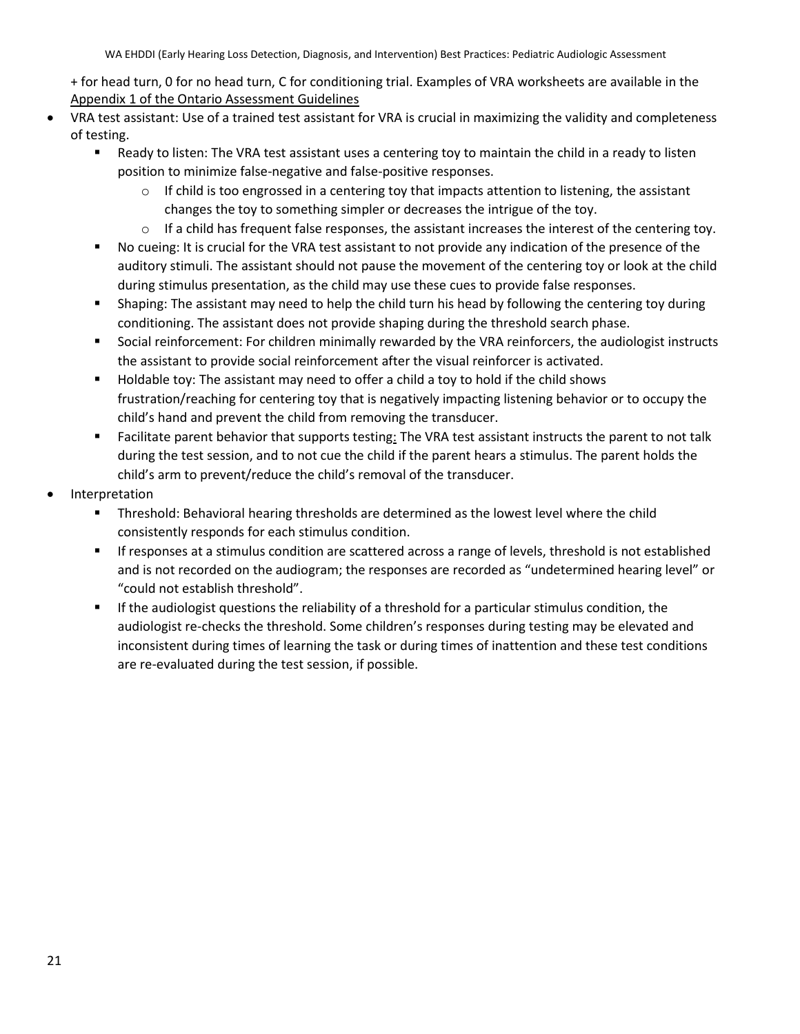+ for head turn, 0 for no head turn, C for conditioning trial. Examples of VRA worksheets are available in the Appendix 1 of the Ontario Assessment Guidelines

- VRA test assistant: Use of a trained test assistant for VRA is crucial in maximizing the validity and completeness of testing.
  - Ready to listen: The VRA test assistant uses a centering toy to maintain the child in a ready to listen position to minimize false-negative and false-positive responses.
    - If child is too engrossed in a centering toy that impacts attention to listening, the assistant changes the toy to something simpler or decreases the intrigue of the toy.
    - If a child has frequent false responses, the assistant increases the interest of the centering toy.
  - No cueing: It is crucial for the VRA test assistant to not provide any indication of the presence of the auditory stimuli. The assistant should not pause the movement of the centering toy or look at the child during stimulus presentation, as the child may use these cues to provide false responses.
  - Shaping: The assistant may need to help the child turn his head by following the centering toy during conditioning. The assistant does not provide shaping during the threshold search phase.
  - Social reinforcement: For children minimally rewarded by the VRA reinforcers, the audiologist instructs the assistant to provide social reinforcement after the visual reinforcer is activated.
  - Holdable toy: The assistant may need to offer a child a toy to hold if the child shows frustration/reaching for centering toy that is negatively impacting listening behavior or to occupy the child's hand and prevent the child from removing the transducer.
  - Facilitate parent behavior that supports testing: The VRA test assistant instructs the parent to not talk during the test session, and to not cue the child if the parent hears a stimulus. The parent holds the child's arm to prevent/reduce the child's removal of the transducer.
- Interpretation
  - Threshold: Behavioral hearing thresholds are determined as the lowest level where the child consistently responds for each stimulus condition.
  - If responses at a stimulus condition are scattered across a range of levels, threshold is not established and is not recorded on the audiogram; the responses are recorded as "undetermined hearing level" or "could not establish threshold".
  - If the audiologist questions the reliability of a threshold for a particular stimulus condition, the audiologist re-checks the threshold. Some children's responses during testing may be elevated and inconsistent during times of learning the task or during times of inattention and these test conditions are re-evaluated during the test session, if possible.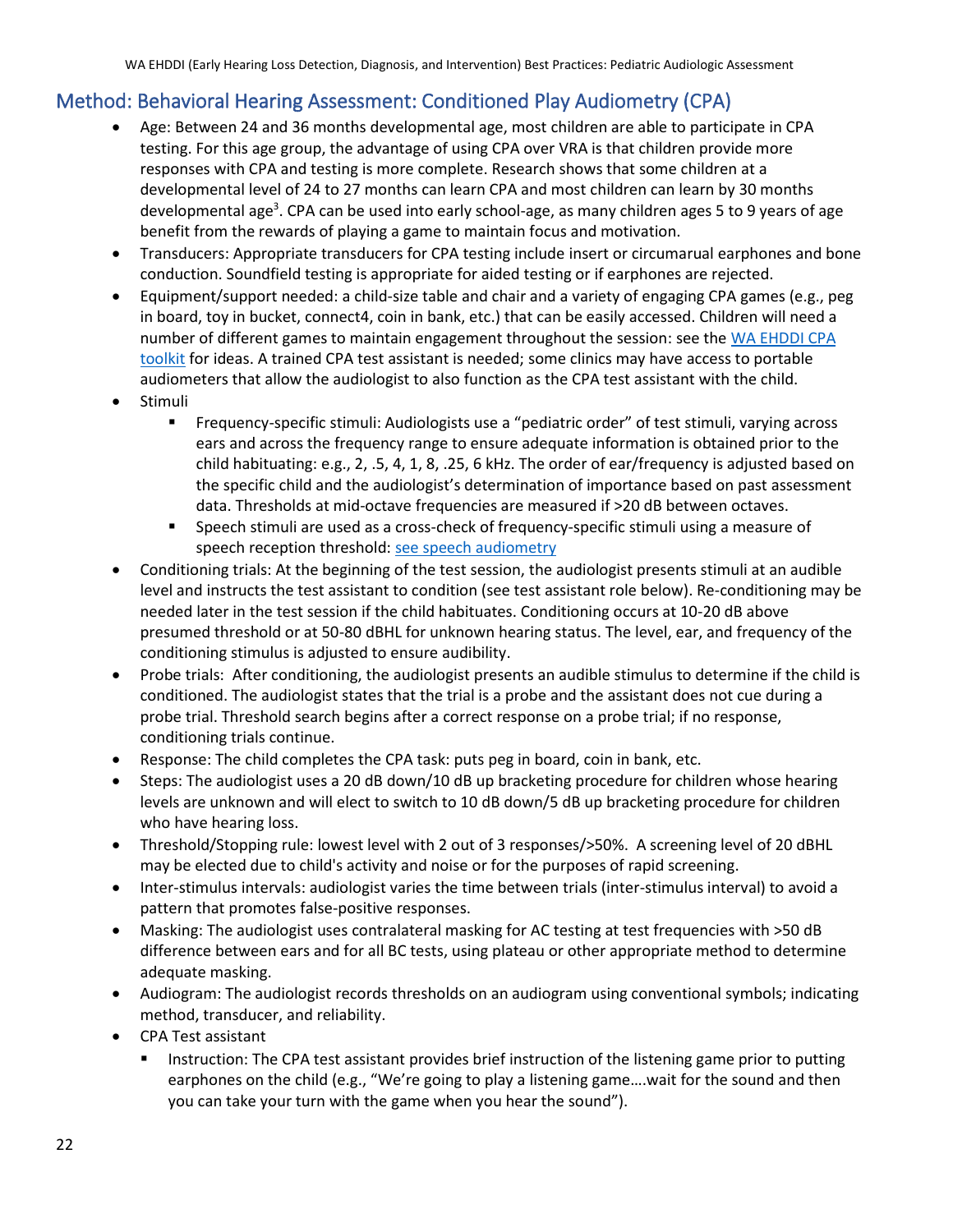## Method: Behavioral Hearing Assessment: Conditioned Play Audiometry (CPA)

- Age: Between 24 and 36 months developmental age, most children are able to participate in CPA testing. For this age group, the advantage of using CPA over VRA is that children provide more responses with CPA and testing is more complete. Research shows that some children at a developmental level of 24 to 27 months can learn CPA and most children can learn by 30 months developmental age[3]. CPA can be used into early school-age, as many children ages 5 to 9 years of age benefit from the rewards of playing a game to maintain focus and motivation.
- Transducers: Appropriate transducers for CPA testing include insert or circumaural earphones and bone conduction. Soundfield testing is appropriate for aided testing or if earphones are rejected.
- Equipment/support needed: a child-size table and chair and a variety of engaging CPA games (e.g., peg in board, toy in bucket, connect4, coin in bank, etc.) that can be easily accessed. Children will need a number of different games to maintain engagement throughout the session: see the WA EHDDI CPA toolkit for ideas. A trained CPA test assistant is needed; some clinics may have access to portable audiometers that allow the audiologist to also function as the CPA test assistant with the child.
- Stimuli
  - Frequency-specific stimuli: Audiologists use a "pediatric order" of test stimuli, varying across ears and across the frequency range to ensure adequate information is obtained prior to the child habituating: e.g., 2, .5, 4, 1, 8, .25, 6 kHz. The order of ear/frequency is adjusted based on the specific child and the audiologist's determination of importance based on past assessment data. Thresholds at mid-octave frequencies are measured if >20 dB between octaves.
  - Speech stimuli are used as a cross-check of frequency-specific stimuli using a measure of speech reception threshold: see speech audiometry
- Conditioning trials: At the beginning of the test session, the audiologist presents stimuli at an audible level and instructs the test assistant to condition (see test assistant role below). Re-conditioning may be needed later in the test session if the child habituates. Conditioning occurs at 10-20 dB above presumed threshold or at 50-80 dBHL for unknown hearing status. The level, ear, and frequency of the conditioning stimulus is adjusted to ensure audibility.
- Probe trials: After conditioning, the audiologist presents an audible stimulus to determine if the child is conditioned. The audiologist states that the trial is a probe and the assistant does not cue during a probe trial. Threshold search begins after a correct response on a probe trial; if no response, conditioning trials continue.
- Response: The child completes the CPA task: puts peg in board, coin in bank, etc.
- Steps: The audiologist uses a 20 dB down/10 dB up bracketing procedure for children whose hearing levels are unknown and will elect to switch to 10 dB down/5 dB up bracketing procedure for children who have hearing loss.
- Threshold/Stopping rule: lowest level with 2 out of 3 responses/>50%. A screening level of 20 dBHL may be elected due to child's activity and noise or for the purposes of rapid screening.
- Inter-stimulus intervals: audiologist varies the time between trials (inter-stimulus interval) to avoid a pattern that promotes false-positive responses.
- Masking: The audiologist uses contralateral masking for AC testing at test frequencies with >50 dB difference between ears and for all BC tests, using plateau or other appropriate method to determine adequate masking.
- Audiogram: The audiologist records thresholds on an audiogram using conventional symbols; indicating method, transducer, and reliability.
- CPA Test assistant
  - Instruction: The CPA test assistant provides brief instruction of the listening game prior to putting earphones on the child (e.g., "We're going to play a listening game….wait for the sound and then you can take your turn with the game when you hear the sound").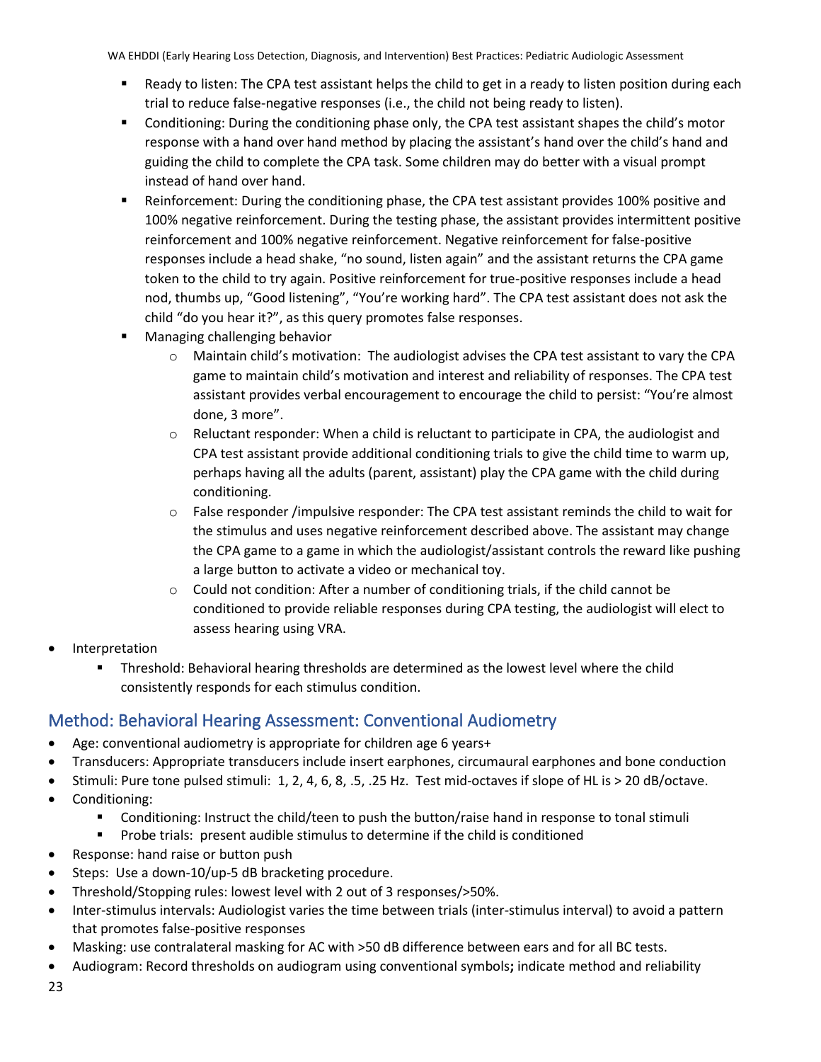- Ready to listen: The CPA test assistant helps the child to get in a ready to listen position during each trial to reduce false-negative responses (i.e., the child not being ready to listen).
- Conditioning: During the conditioning phase only, the CPA test assistant shapes the child's motor response with a hand over hand method by placing the assistant's hand over the child's hand and guiding the child to complete the CPA task. Some children may do better with a visual prompt instead of hand over hand.
- Reinforcement: During the conditioning phase, the CPA test assistant provides 100% positive and 100% negative reinforcement. During the testing phase, the assistant provides intermittent positive reinforcement and 100% negative reinforcement. Negative reinforcement for false-positive responses include a head shake, "no sound, listen again" and the assistant returns the CPA game token to the child to try again. Positive reinforcement for true-positive responses include a head nod, thumbs up, "Good listening", "You're working hard". The CPA test assistant does not ask the child "do you hear it?", as this query promotes false responses.
- Managing challenging behavior
  - Maintain child's motivation: The audiologist advises the CPA test assistant to vary the CPA game to maintain child's motivation and interest and reliability of responses. The CPA test assistant provides verbal encouragement to encourage the child to persist: "You're almost done, 3 more".
  - Reluctant responder: When a child is reluctant to participate in CPA, the audiologist and CPA test assistant provide additional conditioning trials to give the child time to warm up, perhaps having all the adults (parent, assistant) play the CPA game with the child during conditioning.
  - False responder /impulsive responder: The CPA test assistant reminds the child to wait for the stimulus and uses negative reinforcement described above. The assistant may change the CPA game to a game in which the audiologist/assistant controls the reward like pushing a large button to activate a video or mechanical toy.
  - Could not condition: After a number of conditioning trials, if the child cannot be conditioned to provide reliable responses during CPA testing, the audiologist will elect to assess hearing using VRA.

- Interpretation
  - Threshold: Behavioral hearing thresholds are determined as the lowest level where the child consistently responds for each stimulus condition.

## Method: Behavioral Hearing Assessment: Conventional Audiometry

- Age: conventional audiometry is appropriate for children age 6 years+
- Transducers: Appropriate transducers include insert earphones, circumaural earphones and bone conduction
- Stimuli: Pure tone pulsed stimuli: 1, 2, 4, 6, 8, .5, .25 Hz. Test mid-octaves if slope of HL is > 20 dB/octave.
- Conditioning:
  - Conditioning: Instruct the child/teen to push the button/raise hand in response to tonal stimuli
  - Probe trials: present audible stimulus to determine if the child is conditioned
- Response: hand raise or button push
- Steps: Use a down-10/up-5 dB bracketing procedure.
- Threshold/Stopping rules: lowest level with 2 out of 3 responses/>50%.
- Inter-stimulus intervals: Audiologist varies the time between trials (inter-stimulus interval) to avoid a pattern that promotes false-positive responses
- Masking: use contralateral masking for AC with >50 dB difference between ears and for all BC tests.
- Audiogram: Record thresholds on audiogram using conventional symbols**;** indicate method and reliability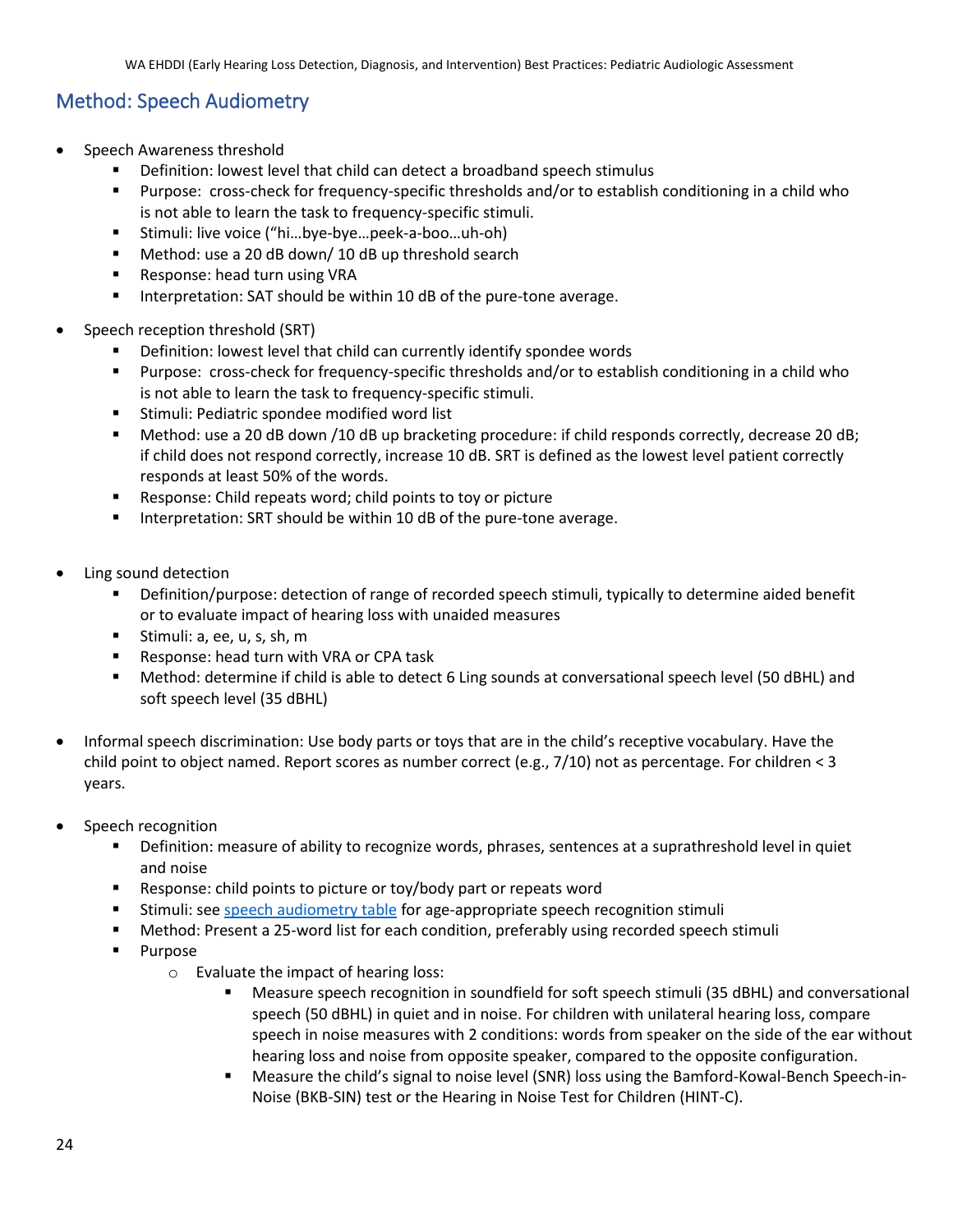## Method: Speech Audiometry

- Speech Awareness threshold
  - Definition: lowest level that child can detect a broadband speech stimulus
  - Purpose: cross-check for frequency-specific thresholds and/or to establish conditioning in a child who is not able to learn the task to frequency-specific stimuli.
  - Stimuli: live voice ("hi…bye-bye…peek-a-boo…uh-oh)
  - Method: use a 20 dB down/ 10 dB up threshold search
  - Response: head turn using VRA
  - Interpretation: SAT should be within 10 dB of the pure-tone average.
- Speech reception threshold (SRT)
  - Definition: lowest level that child can currently identify spondee words
  - Purpose: cross-check for frequency-specific thresholds and/or to establish conditioning in a child who is not able to learn the task to frequency-specific stimuli.
  - Stimuli: Pediatric spondee modified word list
  - Method: use a 20 dB down /10 dB up bracketing procedure: if child responds correctly, decrease 20 dB; if child does not respond correctly, increase 10 dB. SRT is defined as the lowest level patient correctly responds at least 50% of the words.
  - Response: Child repeats word; child points to toy or picture
  - Interpretation: SRT should be within 10 dB of the pure-tone average.
- Ling sound detection
  - Definition/purpose: detection of range of recorded speech stimuli, typically to determine aided benefit or to evaluate impact of hearing loss with unaided measures
  - Stimuli: a, ee, u, s, sh, m
  - Response: head turn with VRA or CPA task
  - Method: determine if child is able to detect 6 Ling sounds at conversational speech level (50 dBHL) and soft speech level (35 dBHL)
- Informal speech discrimination: Use body parts or toys that are in the child's receptive vocabulary. Have the child point to object named. Report scores as number correct (e.g., 7/10) not as percentage. For children < 3 years.
- Speech recognition
  - Definition: measure of ability to recognize words, phrases, sentences at a suprathreshold level in quiet and noise
  - Response: child points to picture or toy/body part or repeats word
  - Stimuli: see speech audiometry table for age-appropriate speech recognition stimuli
  - Method: Present a 25-word list for each condition, preferably using recorded speech stimuli
  - Purpose
    - Evaluate the impact of hearing loss:
      - Measure speech recognition in soundfield for soft speech stimuli (35 dBHL) and conversational speech (50 dBHL) in quiet and in noise. For children with unilateral hearing loss, compare speech in noise measures with 2 conditions: words from speaker on the side of the ear without hearing loss and noise from opposite speaker, compared to the opposite configuration.
      - Measure the child's signal to noise level (SNR) loss using the Bamford-Kowal-Bench Speech-in-Noise (BKB-SIN) test or the Hearing in Noise Test for Children (HINT-C).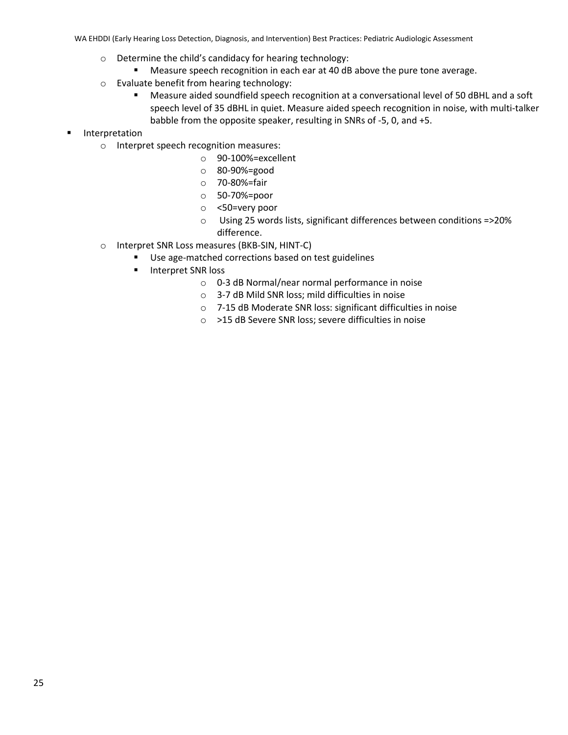- Determine the child's candidacy for hearing technology:
  - Measure speech recognition in each ear at 40 dB above the pure tone average.
- Evaluate benefit from hearing technology:
  - Measure aided soundfield speech recognition at a conversational level of 50 dBHL and a soft speech level of 35 dBHL in quiet. Measure aided speech recognition in noise, with multi-talker babble from the opposite speaker, resulting in SNRs of -5, 0, and +5.

- Interpretation
  - Interpret speech recognition measures:
    - 90-100%=excellent
    - 80-90%=good
    - 70-80%=fair
    - 50-70%=poor
    - <50=very poor
    - Using 25 words lists, significant differences between conditions =>20% difference.
  - Interpret SNR Loss measures (BKB-SIN, HINT-C)
    - Use age-matched corrections based on test guidelines
    - Interpret SNR loss
      - 0-3 dB Normal/near normal performance in noise
      - 3-7 dB Mild SNR loss; mild difficulties in noise
      - 7-15 dB Moderate SNR loss: significant difficulties in noise
      - >15 dB Severe SNR loss; severe difficulties in noise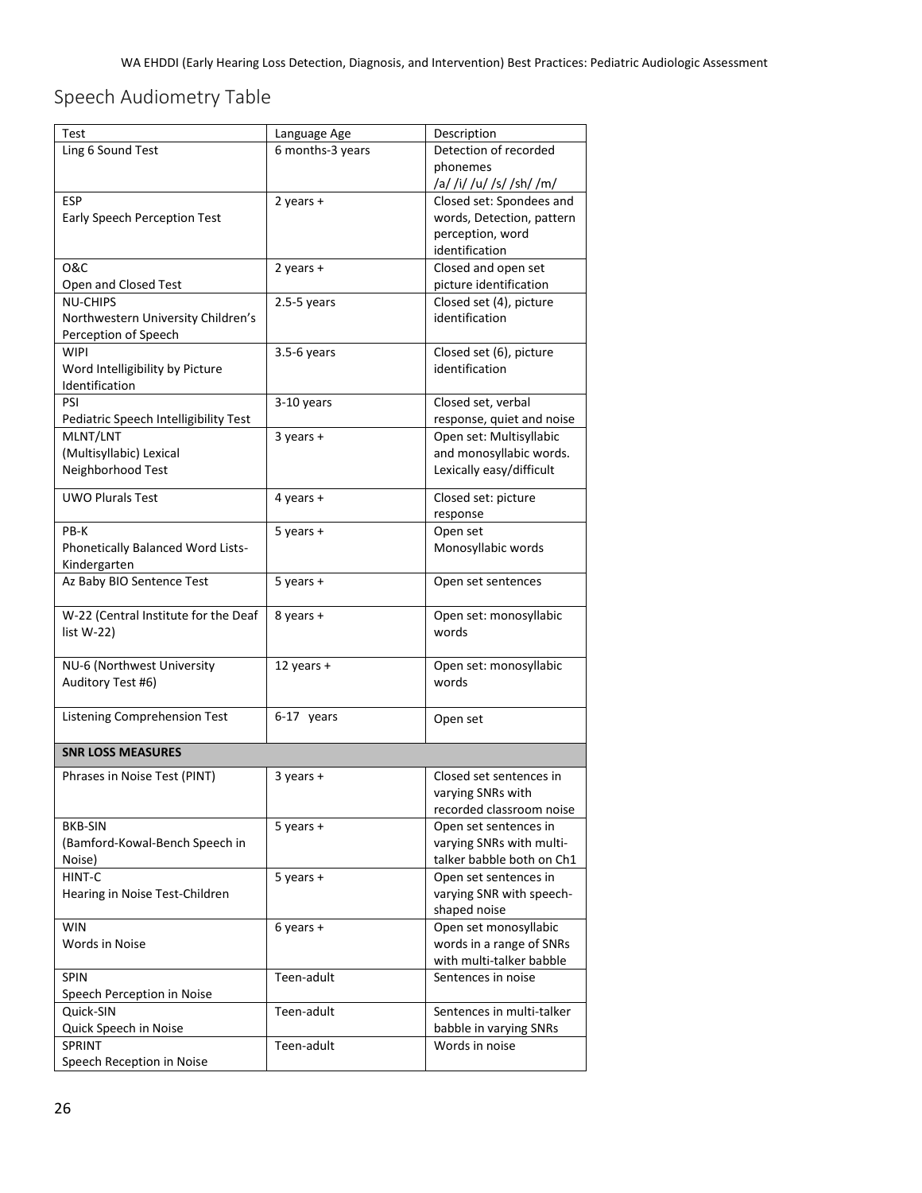## Speech Audiometry Table

| Test | Language Age | Description |
|---|---|---|
| Ling 6 Sound Test | 6 months-3 years | Detection of recorded phonemes /a/ /i/ /u/ /s/ /sh/ /m/ |
| ESP<br>Early Speech Perception Test | 2 years + | Closed set: Spondees and words, Detection, pattern perception, word identification |
| O&C<br>Open and Closed Test | 2 years + | Closed and open set picture identification |
| NU-CHIPS<br>Northwestern University Children's Perception of Speech | 2.5-5 years | Closed set (4), picture identification |
| WIPI<br>Word Intelligibility by Picture Identification | 3.5-6 years | Closed set (6), picture identification |
| PSI<br>Pediatric Speech Intelligibility Test | 3-10 years | Closed set, verbal response, quiet and noise |
| MLNT/LNT<br>(Multisyllabic) Lexical Neighborhood Test | 3 years + | Open set: Multisyllabic and monosyllabic words. Lexically easy/difficult |
| UWO Plurals Test | 4 years + | Closed set: picture response |
| PB-K<br>Phonetically Balanced Word Lists-Kindergarten | 5 years + | Open set Monosyllabic words |
| Az Baby BIO Sentence Test | 5 years + | Open set sentences |
| W-22 (Central Institute for the Deaf list W-22) | 8 years + | Open set: monosyllabic words |
| NU-6 (Northwest University Auditory Test #6) | 12 years + | Open set: monosyllabic words |
| Listening Comprehension Test | 6-17 years | Open set |
| **SNR LOSS MEASURES** | | |
| Phrases in Noise Test (PINT) | 3 years + | Closed set sentences in varying SNRs with recorded classroom noise |
| BKB-SIN<br>(Bamford-Kowal-Bench Speech in Noise) | 5 years + | Open set sentences in varying SNRs with multi-talker babble both on Ch1 |
| HINT-C<br>Hearing in Noise Test-Children | 5 years + | Open set sentences in varying SNR with speech-shaped noise |
| WIN<br>Words in Noise | 6 years + | Open set monosyllabic words in a range of SNRs with multi-talker babble |
| SPIN<br>Speech Perception in Noise | Teen-adult | Sentences in noise |
| Quick-SIN<br>Quick Speech in Noise | Teen-adult | Sentences in multi-talker babble in varying SNRs |
| SPRINT<br>Speech Reception in Noise | Teen-adult | Words in noise |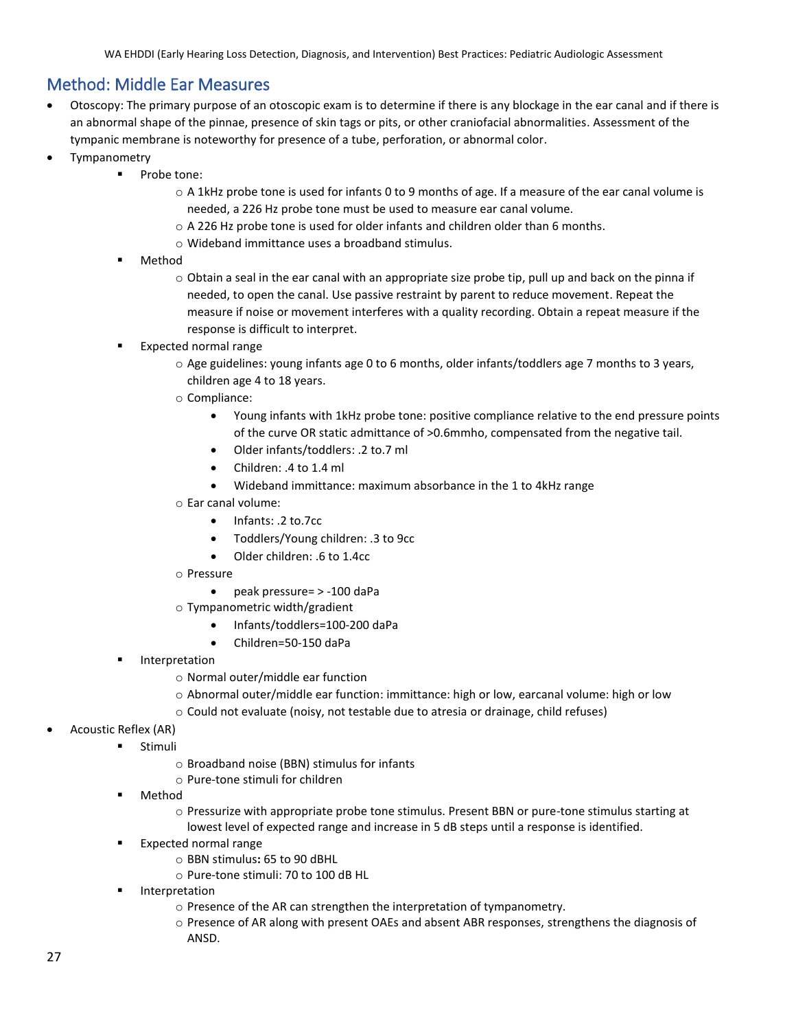## Method: Middle Ear Measures

- Otoscopy: The primary purpose of an otoscopic exam is to determine if there is any blockage in the ear canal and if there is an abnormal shape of the pinnae, presence of skin tags or pits, or other craniofacial abnormalities. Assessment of the tympanic membrane is noteworthy for presence of a tube, perforation, or abnormal color.
- Tympanometry
    - Probe tone:
        - A 1kHz probe tone is used for infants 0 to 9 months of age. If a measure of the ear canal volume is needed, a 226 Hz probe tone must be used to measure ear canal volume.
        - A 226 Hz probe tone is used for older infants and children older than 6 months.
        - Wideband immittance uses a broadband stimulus.
    - Method
        - Obtain a seal in the ear canal with an appropriate size probe tip, pull up and back on the pinna if needed, to open the canal. Use passive restraint by parent to reduce movement. Repeat the measure if noise or movement interferes with a quality recording. Obtain a repeat measure if the response is difficult to interpret.
    - Expected normal range
        - Age guidelines: young infants age 0 to 6 months, older infants/toddlers age 7 months to 3 years, children age 4 to 18 years.
        - Compliance:
            - Young infants with 1kHz probe tone: positive compliance relative to the end pressure points of the curve OR static admittance of >0.6mmho, compensated from the negative tail.
            - Older infants/toddlers: .2 to.7 ml
            - Children: .4 to 1.4 ml
            - Wideband immittance: maximum absorbance in the 1 to 4kHz range
        - Ear canal volume:
            - Infants: .2 to.7cc
            - Toddlers/Young children: .3 to 9cc
            - Older children: .6 to 1.4cc
        - Pressure
            - peak pressure= > -100 daPa
        - Tympanometric width/gradient
            - Infants/toddlers=100-200 daPa
            - Children=50-150 daPa
    - Interpretation
        - Normal outer/middle ear function
        - Abnormal outer/middle ear function: immittance: high or low, earcanal volume: high or low
        - Could not evaluate (noisy, not testable due to atresia or drainage, child refuses)
- Acoustic Reflex (AR)
    - Stimuli
        - Broadband noise (BBN) stimulus for infants
        - Pure-tone stimuli for children
    - Method
        - Pressurize with appropriate probe tone stimulus. Present BBN or pure-tone stimulus starting at lowest level of expected range and increase in 5 dB steps until a response is identified.
    - Expected normal range
        - BBN stimulus**:** 65 to 90 dBHL
        - Pure-tone stimuli: 70 to 100 dB HL
    - Interpretation
        - Presence of the AR can strengthen the interpretation of tympanometry.
        - Presence of AR along with present OAEs and absent ABR responses, strengthens the diagnosis of ANSD.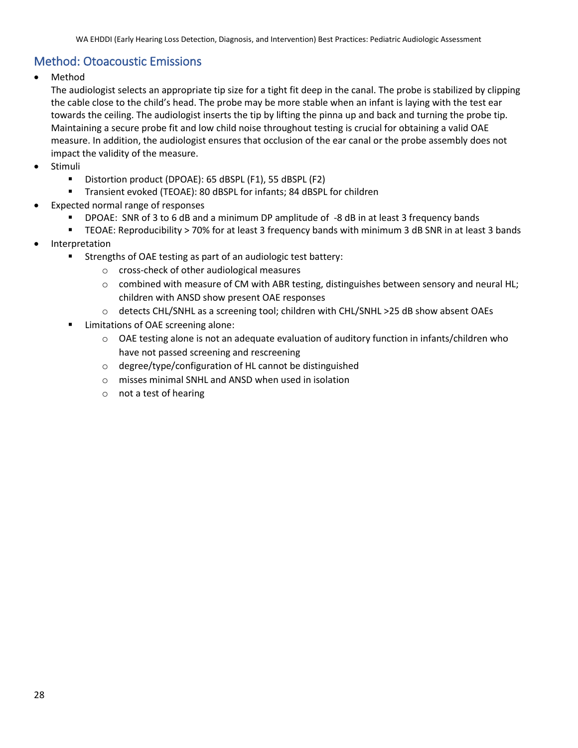## Method: Otoacoustic Emissions

- Method

  The audiologist selects an appropriate tip size for a tight fit deep in the canal. The probe is stabilized by clipping the cable close to the child's head. The probe may be more stable when an infant is laying with the test ear towards the ceiling. The audiologist inserts the tip by lifting the pinna up and back and turning the probe tip. Maintaining a secure probe fit and low child noise throughout testing is crucial for obtaining a valid OAE measure. In addition, the audiologist ensures that occlusion of the ear canal or the probe assembly does not impact the validity of the measure.
- Stimuli
  - Distortion product (DPOAE): 65 dBSPL (F1), 55 dBSPL (F2)
  - Transient evoked (TEOAE): 80 dBSPL for infants; 84 dBSPL for children
- Expected normal range of responses
  - DPOAE: SNR of 3 to 6 dB and a minimum DP amplitude of -8 dB in at least 3 frequency bands
  - TEOAE: Reproducibility > 70% for at least 3 frequency bands with minimum 3 dB SNR in at least 3 bands
- Interpretation
  - Strengths of OAE testing as part of an audiologic test battery:
    - cross-check of other audiological measures
    - combined with measure of CM with ABR testing, distinguishes between sensory and neural HL; children with ANSD show present OAE responses
    - detects CHL/SNHL as a screening tool; children with CHL/SNHL >25 dB show absent OAEs
  - Limitations of OAE screening alone:
    - OAE testing alone is not an adequate evaluation of auditory function in infants/children who have not passed screening and rescreening
    - degree/type/configuration of HL cannot be distinguished
    - misses minimal SNHL and ANSD when used in isolation
    - not a test of hearing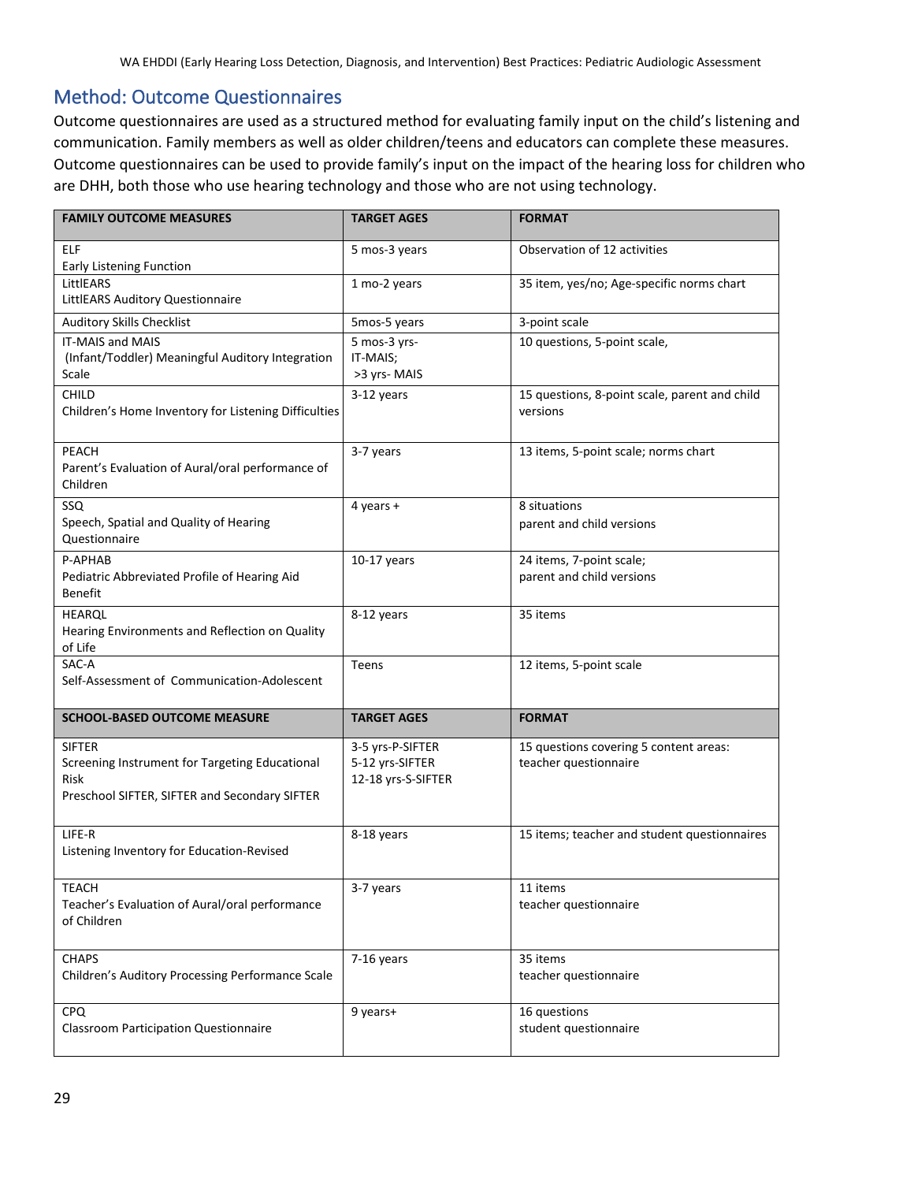## Method: Outcome Questionnaires

Outcome questionnaires are used as a structured method for evaluating family input on the child's listening and communication. Family members as well as older children/teens and educators can complete these measures. Outcome questionnaires can be used to provide family's input on the impact of the hearing loss for children who are DHH, both those who use hearing technology and those who are not using technology.

| FAMILY OUTCOME MEASURES | TARGET AGES | FORMAT |
|---|---|---|
| ELF<br>Early Listening Function | 5 mos-3 years | Observation of 12 activities |
| LittlEARS<br>LittlEARS Auditory Questionnaire | 1 mo-2 years | 35 item, yes/no; Age-specific norms chart |
| Auditory Skills Checklist | 5mos-5 years | 3-point scale |
| IT-MAIS and MAIS<br>(Infant/Toddler) Meaningful Auditory Integration Scale | 5 mos-3 yrs-IT-MAIS;<br>>3 yrs- MAIS | 10 questions, 5-point scale, |
| CHILD<br>Children's Home Inventory for Listening Difficulties | 3-12 years | 15 questions, 8-point scale, parent and child versions |
| PEACH<br>Parent's Evaluation of Aural/oral performance of Children | 3-7 years | 13 items, 5-point scale; norms chart |
| SSQ<br>Speech, Spatial and Quality of Hearing Questionnaire | 4 years + | 8 situations<br>parent and child versions |
| P-APHAB<br>Pediatric Abbreviated Profile of Hearing Aid Benefit | 10-17 years | 24 items, 7-point scale;<br>parent and child versions |
| HEARQL<br>Hearing Environments and Reflection on Quality of Life | 8-12 years | 35 items |
| SAC-A<br>Self-Assessment of Communication-Adolescent | Teens | 12 items, 5-point scale |
| **SCHOOL-BASED OUTCOME MEASURE** | **TARGET AGES** | **FORMAT** |
| SIFTER<br>Screening Instrument for Targeting Educational Risk<br>Preschool SIFTER, SIFTER and Secondary SIFTER | 3-5 yrs-P-SIFTER<br>5-12 yrs-SIFTER<br>12-18 yrs-S-SIFTER | 15 questions covering 5 content areas: teacher questionnaire |
| LIFE-R<br>Listening Inventory for Education-Revised | 8-18 years | 15 items; teacher and student questionnaires |
| TEACH<br>Teacher's Evaluation of Aural/oral performance of Children | 3-7 years | 11 items<br>teacher questionnaire |
| CHAPS<br>Children's Auditory Processing Performance Scale | 7-16 years | 35 items<br>teacher questionnaire |
| CPQ<br>Classroom Participation Questionnaire | 9 years+ | 16 questions<br>student questionnaire |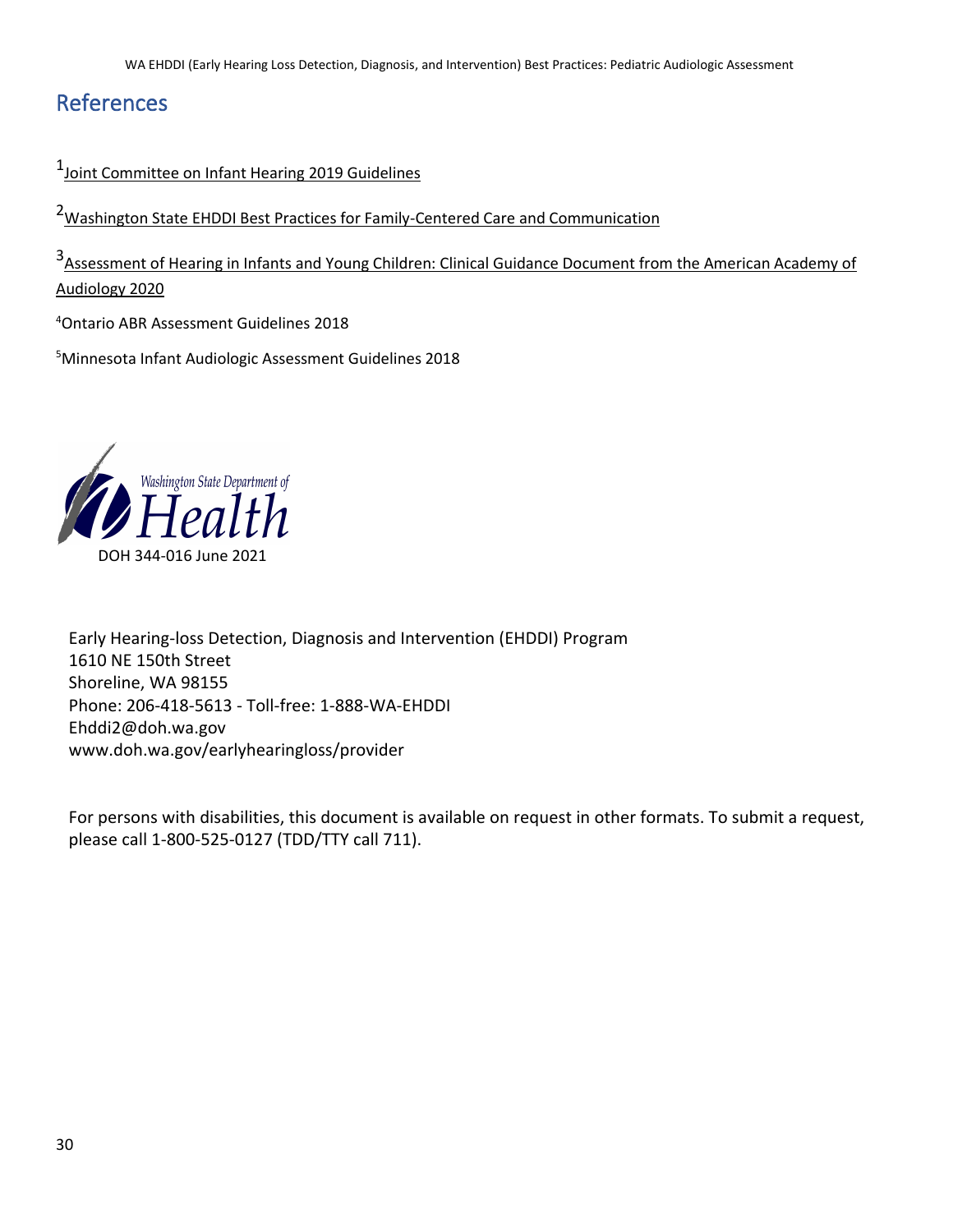# References

[1]Joint Committee on Infant Hearing 2019 Guidelines

[2]Washington State EHDDI Best Practices for Family-Centered Care and Communication

[3]Assessment of Hearing in Infants and Young Children: Clinical Guidance Document from the American Academy of Audiology 2020

[4]Ontario ABR Assessment Guidelines 2018

[5]Minnesota Infant Audiologic Assessment Guidelines 2018

Washington State Department of Health

DOH 344-016 June 2021

Early Hearing-loss Detection, Diagnosis and Intervention (EHDDI) Program
1610 NE 150th Street
Shoreline, WA 98155
Phone: 206-418-5613 - Toll-free: 1-888-WA-EHDDI
Ehddi2@doh.wa.gov
www.doh.wa.gov/earlyhearingloss/provider

For persons with disabilities, this document is available on request in other formats. To submit a request, please call 1-800-525-0127 (TDD/TTY call 711).